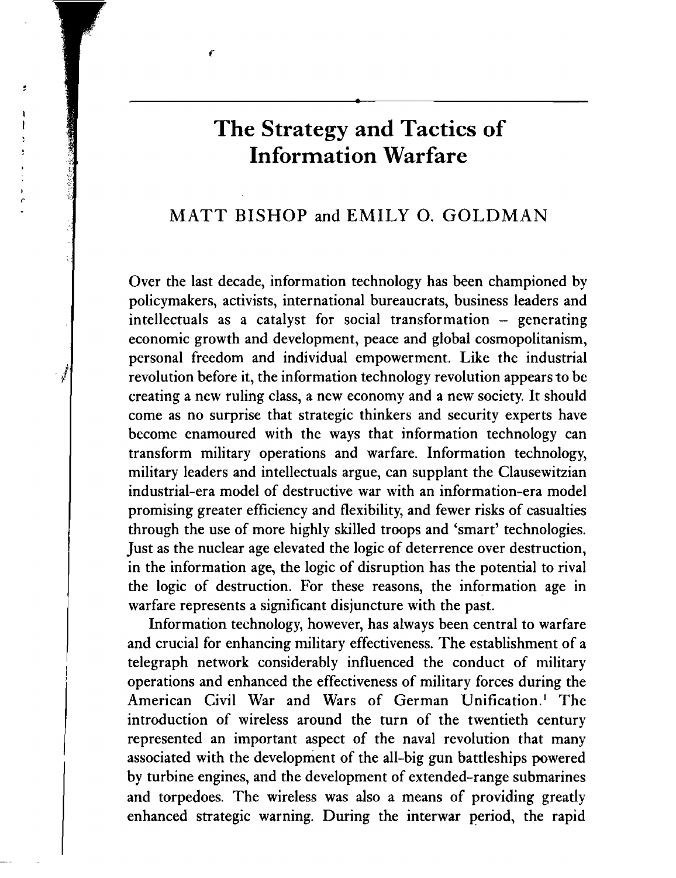# The Strategy and Tactics of Information Warfare

MATT BISHOP and EMILY O. GOLDMAN

Over the last decade, information technology has been championed by policymakers, activists, international bureaucrats, business leaders and intellectuals as a catalyst for social transformation – generating economic growth and development, peace and global cosmopolitanism, personal freedom and individual empowerment. Like the industrial revolution before it, the information technology revolution appears to be creating a new ruling class, a new economy and a new society. It should come as no surprise that strategic thinkers and security experts have become enamoured with the ways that information technology can transform military operations and warfare. Information technology, military leaders and intellectuals argue, can supplant the Clausewitzian industrial-era model of destructive war with an information-era model promising greater efficiency and flexibility, and fewer risks of casualties through the use of more highly skilled troops and 'smart' technologies. Just as the nuclear age elevated the logic of deterrence over destruction, in the information age, the logic of disruption has the potential to rival the logic of destruction. For these reasons, the information age in warfare represents a significant disjuncture with the past.

Information technology, however, has always been central to warfare and crucial for enhancing military effectiveness. The establishment of a telegraph network considerably influenced the conduct of military operations and enhanced the effectiveness of military forces during the American Civil War and Wars of German Unification.[1] The introduction of wireless around the turn of the twentieth century represented an important aspect of the naval revolution that many associated with the development of the all-big gun battleships powered by turbine engines, and the development of extended-range submarines and torpedoes. The wireless was also a means of providing greatly enhanced strategic warning. During the interwar period, the rapid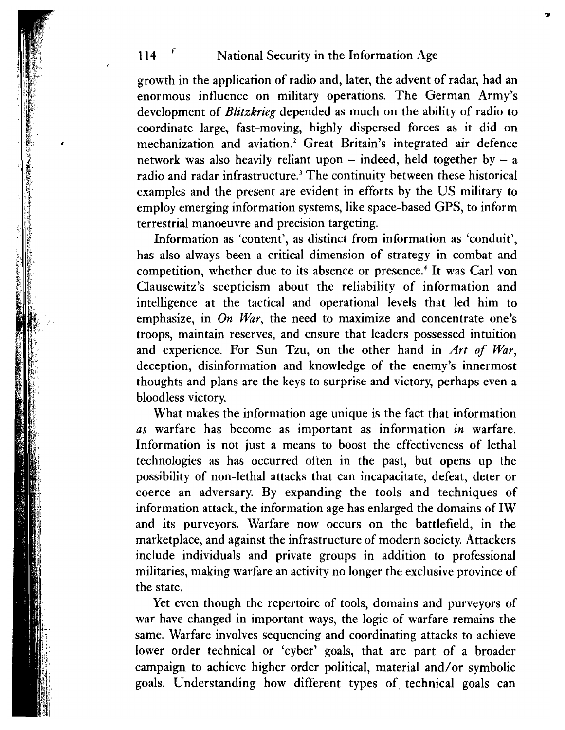growth in the application of radio and, later, the advent of radar, had an enormous influence on military operations. The German Army's development of *Blitzkrieg* depended as much on the ability of radio to coordinate large, fast-moving, highly dispersed forces as it did on mechanization and aviation.[2] Great Britain's integrated air defence network was also heavily reliant upon – indeed, held together by – a radio and radar infrastructure.[3] The continuity between these historical examples and the present are evident in efforts by the US military to employ emerging information systems, like space-based GPS, to inform terrestrial manoeuvre and precision targeting.

Information as 'content', as distinct from information as 'conduit', has also always been a critical dimension of strategy in combat and competition, whether due to its absence or presence.[4] It was Carl von Clausewitz's scepticism about the reliability of information and intelligence at the tactical and operational levels that led him to emphasize, in *On War*, the need to maximize and concentrate one's troops, maintain reserves, and ensure that leaders possessed intuition and experience. For Sun Tzu, on the other hand in *Art of War*, deception, disinformation and knowledge of the enemy's innermost thoughts and plans are the keys to surprise and victory, perhaps even a bloodless victory.

What makes the information age unique is the fact that information *as* warfare has become as important as information *in* warfare. Information is not just a means to boost the effectiveness of lethal technologies as has occurred often in the past, but opens up the possibility of non-lethal attacks that can incapacitate, defeat, deter or coerce an adversary. By expanding the tools and techniques of information attack, the information age has enlarged the domains of IW and its purveyors. Warfare now occurs on the battlefield, in the marketplace, and against the infrastructure of modern society. Attackers include individuals and private groups in addition to professional militaries, making warfare an activity no longer the exclusive province of the state.

Yet even though the repertoire of tools, domains and purveyors of war have changed in important ways, the logic of warfare remains the same. Warfare involves sequencing and coordinating attacks to achieve lower order technical or 'cyber' goals, that are part of a broader campaign to achieve higher order political, material and/or symbolic goals. Understanding how different types of technical goals can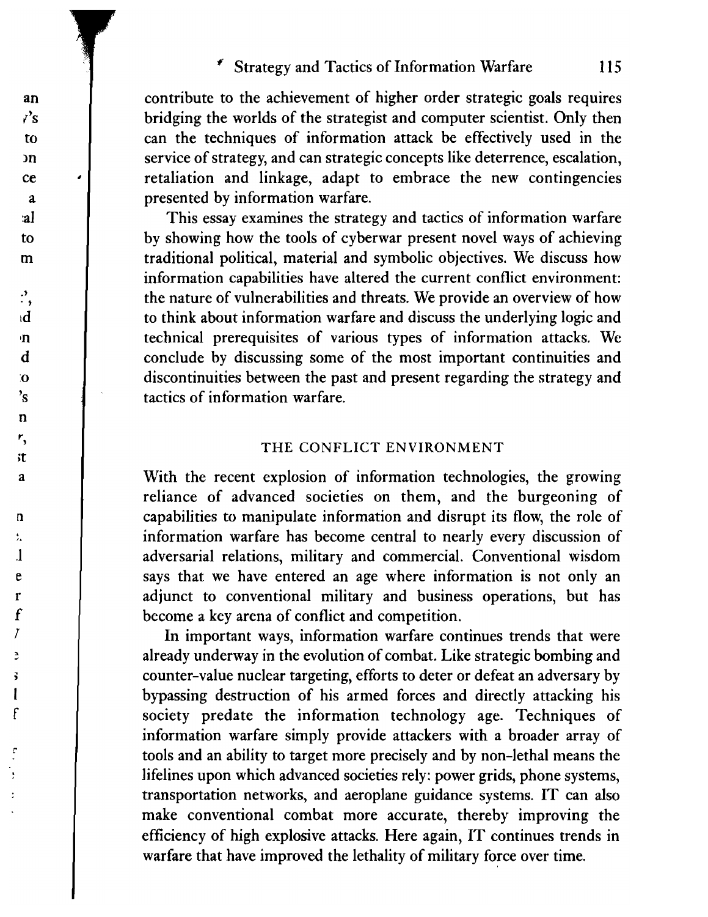contribute to the achievement of higher order strategic goals requires bridging the worlds of the strategist and computer scientist. Only then can the techniques of information attack be effectively used in the service of strategy, and can strategic concepts like deterrence, escalation, retaliation and linkage, adapt to embrace the new contingencies presented by information warfare.

This essay examines the strategy and tactics of information warfare by showing how the tools of cyberwar present novel ways of achieving traditional political, material and symbolic objectives. We discuss how information capabilities have altered the current conflict environment: the nature of vulnerabilities and threats. We provide an overview of how to think about information warfare and discuss the underlying logic and technical prerequisites of various types of information attacks. We conclude by discussing some of the most important continuities and discontinuities between the past and present regarding the strategy and tactics of information warfare.

## THE CONFLICT ENVIRONMENT

With the recent explosion of information technologies, the growing reliance of advanced societies on them, and the burgeoning of capabilities to manipulate information and disrupt its flow, the role of information warfare has become central to nearly every discussion of adversarial relations, military and commercial. Conventional wisdom says that we have entered an age where information is not only an adjunct to conventional military and business operations, but has become a key arena of conflict and competition.

In important ways, information warfare continues trends that were already underway in the evolution of combat. Like strategic bombing and counter-value nuclear targeting, efforts to deter or defeat an adversary by bypassing destruction of his armed forces and directly attacking his society predate the information technology age. Techniques of information warfare simply provide attackers with a broader array of tools and an ability to target more precisely and by non-lethal means the lifelines upon which advanced societies rely: power grids, phone systems, transportation networks, and aeroplane guidance systems. IT can also make conventional combat more accurate, thereby improving the efficiency of high explosive attacks. Here again, IT continues trends in warfare that have improved the lethality of military force over time.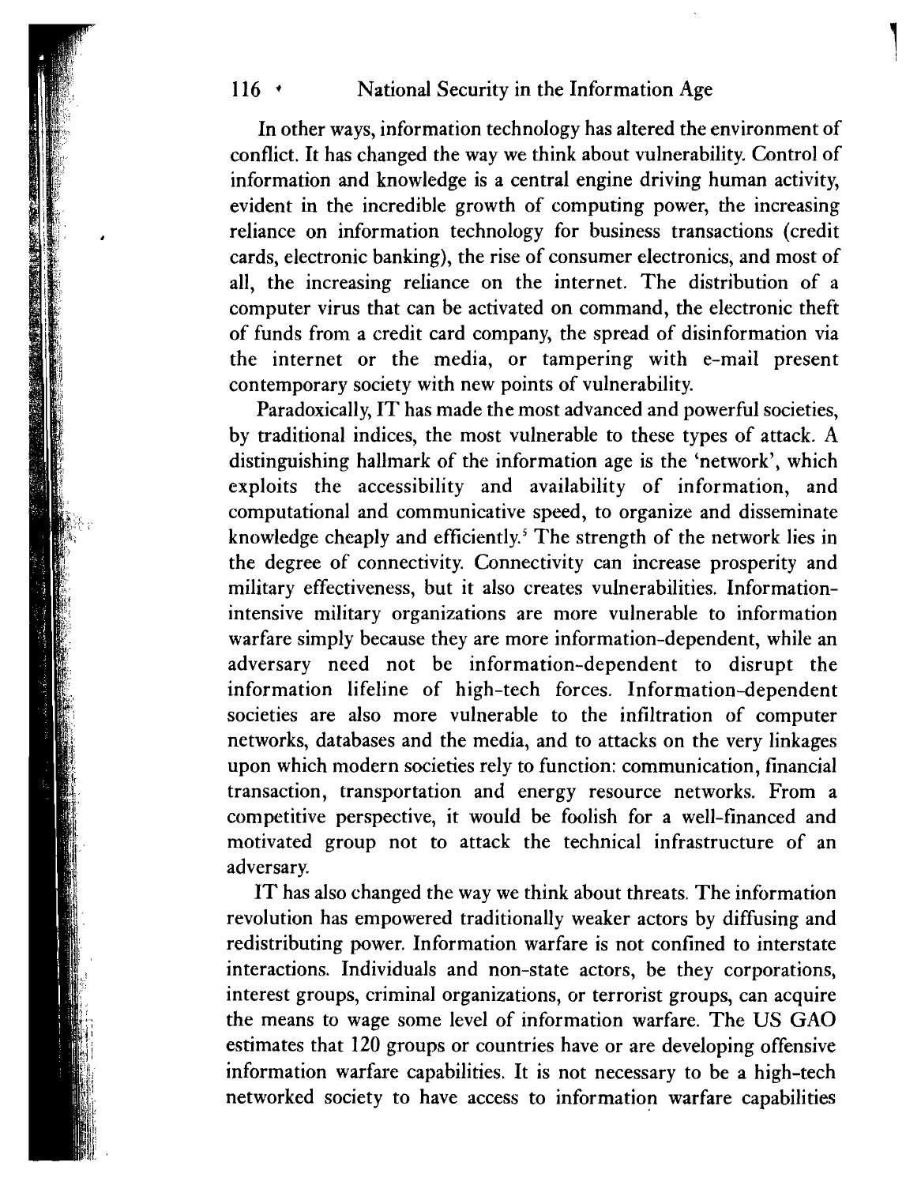In other ways, information technology has altered the environment of conflict. It has changed the way we think about vulnerability. Control of information and knowledge is a central engine driving human activity, evident in the incredible growth of computing power, the increasing reliance on information technology for business transactions (credit cards, electronic banking), the rise of consumer electronics, and most of all, the increasing reliance on the internet. The distribution of a computer virus that can be activated on command, the electronic theft of funds from a credit card company, the spread of disinformation via the internet or the media, or tampering with e-mail present contemporary society with new points of vulnerability.

Paradoxically, IT has made the most advanced and powerful societies, by traditional indices, the most vulnerable to these types of attack. A distinguishing hallmark of the information age is the 'network', which exploits the accessibility and availability of information, and computational and communicative speed, to organize and disseminate knowledge cheaply and efficiently.[5] The strength of the network lies in the degree of connectivity. Connectivity can increase prosperity and military effectiveness, but it also creates vulnerabilities. Information-intensive military organizations are more vulnerable to information warfare simply because they are more information-dependent, while an adversary need not be information-dependent to disrupt the information lifeline of high-tech forces. Information-dependent societies are also more vulnerable to the infiltration of computer networks, databases and the media, and to attacks on the very linkages upon which modern societies rely to function: communication, financial transaction, transportation and energy resource networks. From a competitive perspective, it would be foolish for a well-financed and motivated group not to attack the technical infrastructure of an adversary.

IT has also changed the way we think about threats. The information revolution has empowered traditionally weaker actors by diffusing and redistributing power. Information warfare is not confined to interstate interactions. Individuals and non-state actors, be they corporations, interest groups, criminal organizations, or terrorist groups, can acquire the means to wage some level of information warfare. The US GAO estimates that 120 groups or countries have or are developing offensive information warfare capabilities. It is not necessary to be a high-tech networked society to have access to information warfare capabilities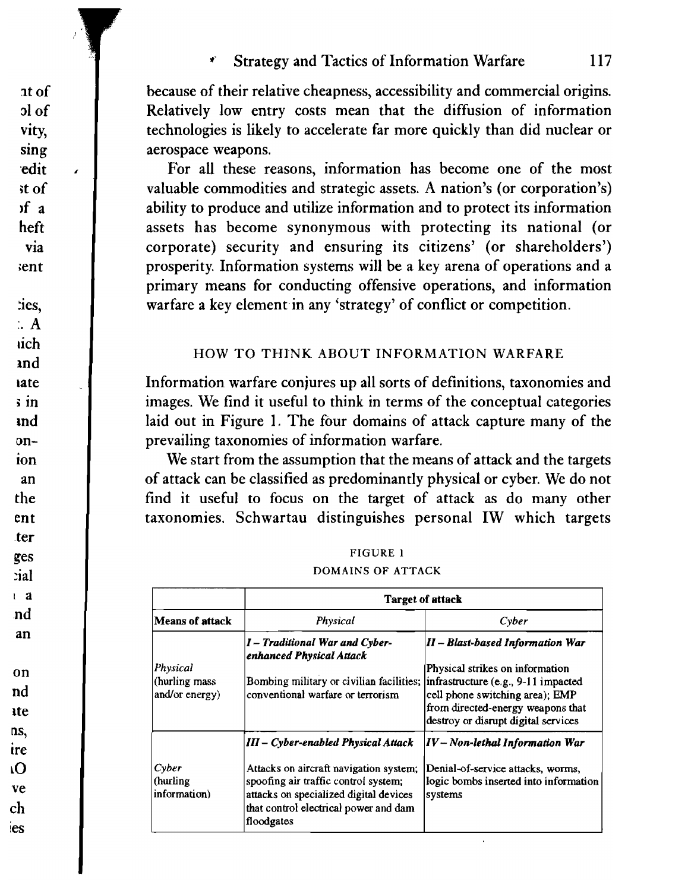because of their relative cheapness, accessibility and commercial origins. Relatively low entry costs mean that the diffusion of information technologies is likely to accelerate far more quickly than did nuclear or aerospace weapons.

For all these reasons, information has become one of the most valuable commodities and strategic assets. A nation's (or corporation's) ability to produce and utilize information and to protect its information assets has become synonymous with protecting its national (or corporate) security and ensuring its citizens' (or shareholders') prosperity. Information systems will be a key arena of operations and a primary means for conducting offensive operations, and information warfare a key element in any 'strategy' of conflict or competition.

## HOW TO THINK ABOUT INFORMATION WARFARE

Information warfare conjures up all sorts of definitions, taxonomies and images. We find it useful to think in terms of the conceptual categories laid out in Figure 1. The four domains of attack capture many of the prevailing taxonomies of information warfare.

We start from the assumption that the means of attack and the targets of attack can be classified as predominantly physical or cyber. We do not find it useful to focus on the target of attack as do many other taxonomies. Schwartau distinguishes personal IW which targets

FIGURE 1

DOMAINS OF ATTACK

| | **Target of attack** | |
|---|---|---|
| **Means of attack** | *Physical* | *Cyber* |
| *Physical* (hurling mass and/or energy) | ***I – Traditional War and Cyber-enhanced Physical Attack*** Bombing military or civilian facilities; conventional warfare or terrorism | ***II – Blast-based Information War*** Physical strikes on information infrastructure (e.g., 9-11 impacted cell phone switching area); EMP from directed-energy weapons that destroy or disrupt digital services |
| *Cyber* (hurling information) | ***III – Cyber-enabled Physical Attack*** Attacks on aircraft navigation system; spoofing air traffic control system; attacks on specialized digital devices that control electrical power and dam floodgates | ***IV – Non-lethal Information War*** Denial-of-service attacks, worms, logic bombs inserted into information systems |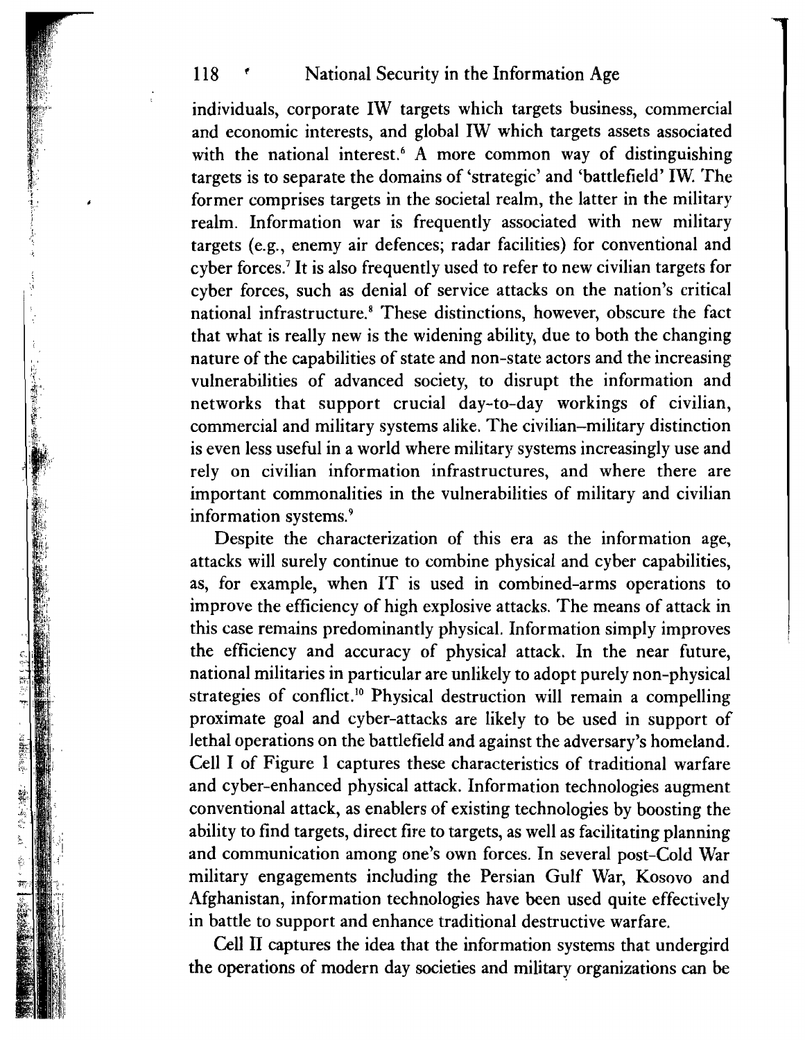individuals, corporate IW targets which targets business, commercial and economic interests, and global IW which targets assets associated with the national interest.[6] A more common way of distinguishing targets is to separate the domains of 'strategic' and 'battlefield' IW. The former comprises targets in the societal realm, the latter in the military realm. Information war is frequently associated with new military targets (e.g., enemy air defences; radar facilities) for conventional and cyber forces.[7] It is also frequently used to refer to new civilian targets for cyber forces, such as denial of service attacks on the nation's critical national infrastructure.[8] These distinctions, however, obscure the fact that what is really new is the widening ability, due to both the changing nature of the capabilities of state and non-state actors and the increasing vulnerabilities of advanced society, to disrupt the information and networks that support crucial day-to-day workings of civilian, commercial and military systems alike. The civilian–military distinction is even less useful in a world where military systems increasingly use and rely on civilian information infrastructures, and where there are important commonalities in the vulnerabilities of military and civilian information systems.[9]

Despite the characterization of this era as the information age, attacks will surely continue to combine physical and cyber capabilities, as, for example, when IT is used in combined-arms operations to improve the efficiency of high explosive attacks. The means of attack in this case remains predominantly physical. Information simply improves the efficiency and accuracy of physical attack. In the near future, national militaries in particular are unlikely to adopt purely non-physical strategies of conflict.[10] Physical destruction will remain a compelling proximate goal and cyber-attacks are likely to be used in support of lethal operations on the battlefield and against the adversary's homeland. Cell I of Figure 1 captures these characteristics of traditional warfare and cyber-enhanced physical attack. Information technologies augment conventional attack, as enablers of existing technologies by boosting the ability to find targets, direct fire to targets, as well as facilitating planning and communication among one's own forces. In several post-Cold War military engagements including the Persian Gulf War, Kosovo and Afghanistan, information technologies have been used quite effectively in battle to support and enhance traditional destructive warfare.

Cell II captures the idea that the information systems that undergird the operations of modern day societies and military organizations can be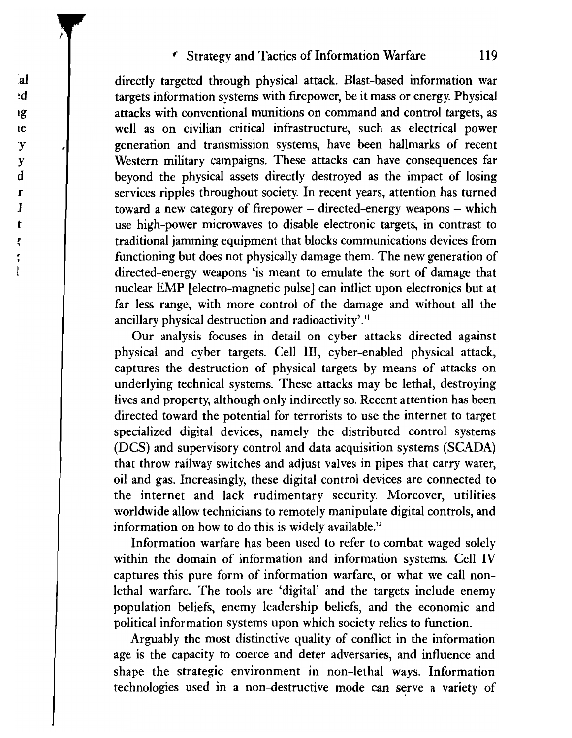directly targeted through physical attack. Blast-based information war targets information systems with firepower, be it mass or energy. Physical attacks with conventional munitions on command and control targets, as well as on civilian critical infrastructure, such as electrical power generation and transmission systems, have been hallmarks of recent Western military campaigns. These attacks can have consequences far beyond the physical assets directly destroyed as the impact of losing services ripples throughout society. In recent years, attention has turned toward a new category of firepower – directed-energy weapons – which use high-power microwaves to disable electronic targets, in contrast to traditional jamming equipment that blocks communications devices from functioning but does not physically damage them. The new generation of directed-energy weapons 'is meant to emulate the sort of damage that nuclear EMP [electro-magnetic pulse] can inflict upon electronics but at far less range, with more control of the damage and without all the ancillary physical destruction and radioactivity'.[11]

Our analysis focuses in detail on cyber attacks directed against physical and cyber targets. Cell III, cyber-enabled physical attack, captures the destruction of physical targets by means of attacks on underlying technical systems. These attacks may be lethal, destroying lives and property, although only indirectly so. Recent attention has been directed toward the potential for terrorists to use the internet to target specialized digital devices, namely the distributed control systems (DCS) and supervisory control and data acquisition systems (SCADA) that throw railway switches and adjust valves in pipes that carry water, oil and gas. Increasingly, these digital control devices are connected to the internet and lack rudimentary security. Moreover, utilities worldwide allow technicians to remotely manipulate digital controls, and information on how to do this is widely available.[12]

Information warfare has been used to refer to combat waged solely within the domain of information and information systems. Cell IV captures this pure form of information warfare, or what we call non-lethal warfare. The tools are 'digital' and the targets include enemy population beliefs, enemy leadership beliefs, and the economic and political information systems upon which society relies to function.

Arguably the most distinctive quality of conflict in the information age is the capacity to coerce and deter adversaries, and influence and shape the strategic environment in non-lethal ways. Information technologies used in a non-destructive mode can serve a variety of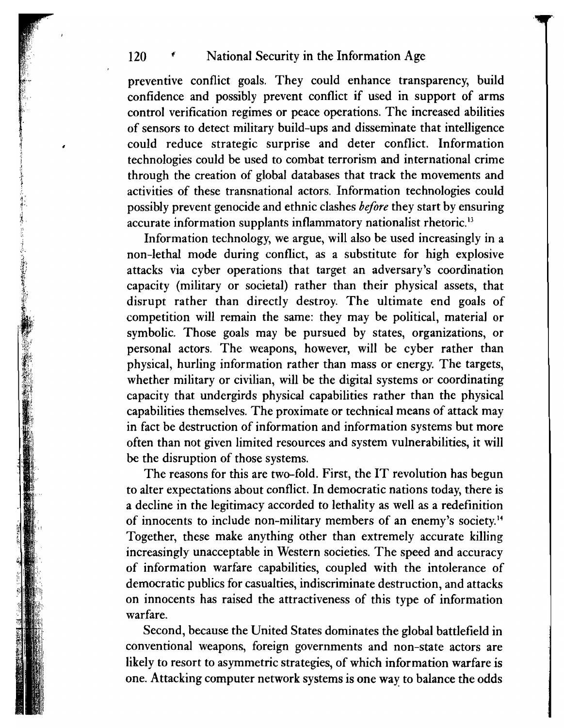preventive conflict goals. They could enhance transparency, build confidence and possibly prevent conflict if used in support of arms control verification regimes or peace operations. The increased abilities of sensors to detect military build-ups and disseminate that intelligence could reduce strategic surprise and deter conflict. Information technologies could be used to combat terrorism and international crime through the creation of global databases that track the movements and activities of these transnational actors. Information technologies could possibly prevent genocide and ethnic clashes *before* they start by ensuring accurate information supplants inflammatory nationalist rhetoric.[13]

Information technology, we argue, will also be used increasingly in a non-lethal mode during conflict, as a substitute for high explosive attacks via cyber operations that target an adversary's coordination capacity (military or societal) rather than their physical assets, that disrupt rather than directly destroy. The ultimate end goals of competition will remain the same: they may be political, material or symbolic. Those goals may be pursued by states, organizations, or personal actors. The weapons, however, will be cyber rather than physical, hurling information rather than mass or energy. The targets, whether military or civilian, will be the digital systems or coordinating capacity that undergirds physical capabilities rather than the physical capabilities themselves. The proximate or technical means of attack may in fact be destruction of information and information systems but more often than not given limited resources and system vulnerabilities, it will be the disruption of those systems.

The reasons for this are two-fold. First, the IT revolution has begun to alter expectations about conflict. In democratic nations today, there is a decline in the legitimacy accorded to lethality as well as a redefinition of innocents to include non-military members of an enemy's society.[14] Together, these make anything other than extremely accurate killing increasingly unacceptable in Western societies. The speed and accuracy of information warfare capabilities, coupled with the intolerance of democratic publics for casualties, indiscriminate destruction, and attacks on innocents has raised the attractiveness of this type of information warfare.

Second, because the United States dominates the global battlefield in conventional weapons, foreign governments and non-state actors are likely to resort to asymmetric strategies, of which information warfare is one. Attacking computer network systems is one way to balance the odds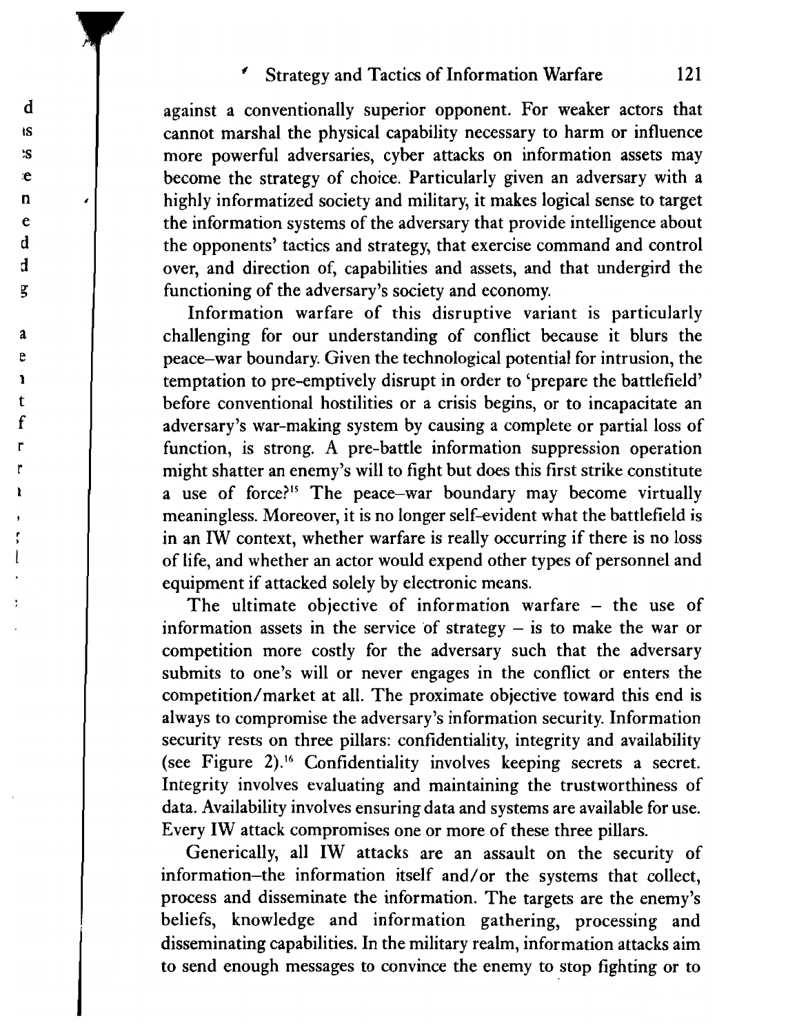against a conventionally superior opponent. For weaker actors that cannot marshal the physical capability necessary to harm or influence more powerful adversaries, cyber attacks on information assets may become the strategy of choice. Particularly given an adversary with a highly informatized society and military, it makes logical sense to target the information systems of the adversary that provide intelligence about the opponents' tactics and strategy, that exercise command and control over, and direction of, capabilities and assets, and that undergird the functioning of the adversary's society and economy.

Information warfare of this disruptive variant is particularly challenging for our understanding of conflict because it blurs the peace–war boundary. Given the technological potential for intrusion, the temptation to pre-emptively disrupt in order to 'prepare the battlefield' before conventional hostilities or a crisis begins, or to incapacitate an adversary's war-making system by causing a complete or partial loss of function, is strong. A pre-battle information suppression operation might shatter an enemy's will to fight but does this first strike constitute a use of force?[15] The peace–war boundary may become virtually meaningless. Moreover, it is no longer self-evident what the battlefield is in an IW context, whether warfare is really occurring if there is no loss of life, and whether an actor would expend other types of personnel and equipment if attacked solely by electronic means.

The ultimate objective of information warfare – the use of information assets in the service of strategy – is to make the war or competition more costly for the adversary such that the adversary submits to one's will or never engages in the conflict or enters the competition/market at all. The proximate objective toward this end is always to compromise the adversary's information security. Information security rests on three pillars: confidentiality, integrity and availability (see Figure 2).[16] Confidentiality involves keeping secrets a secret. Integrity involves evaluating and maintaining the trustworthiness of data. Availability involves ensuring data and systems are available for use. Every IW attack compromises one or more of these three pillars.

Generically, all IW attacks are an assault on the security of information–the information itself and/or the systems that collect, process and disseminate the information. The targets are the enemy's beliefs, knowledge and information gathering, processing and disseminating capabilities. In the military realm, information attacks aim to send enough messages to convince the enemy to stop fighting or to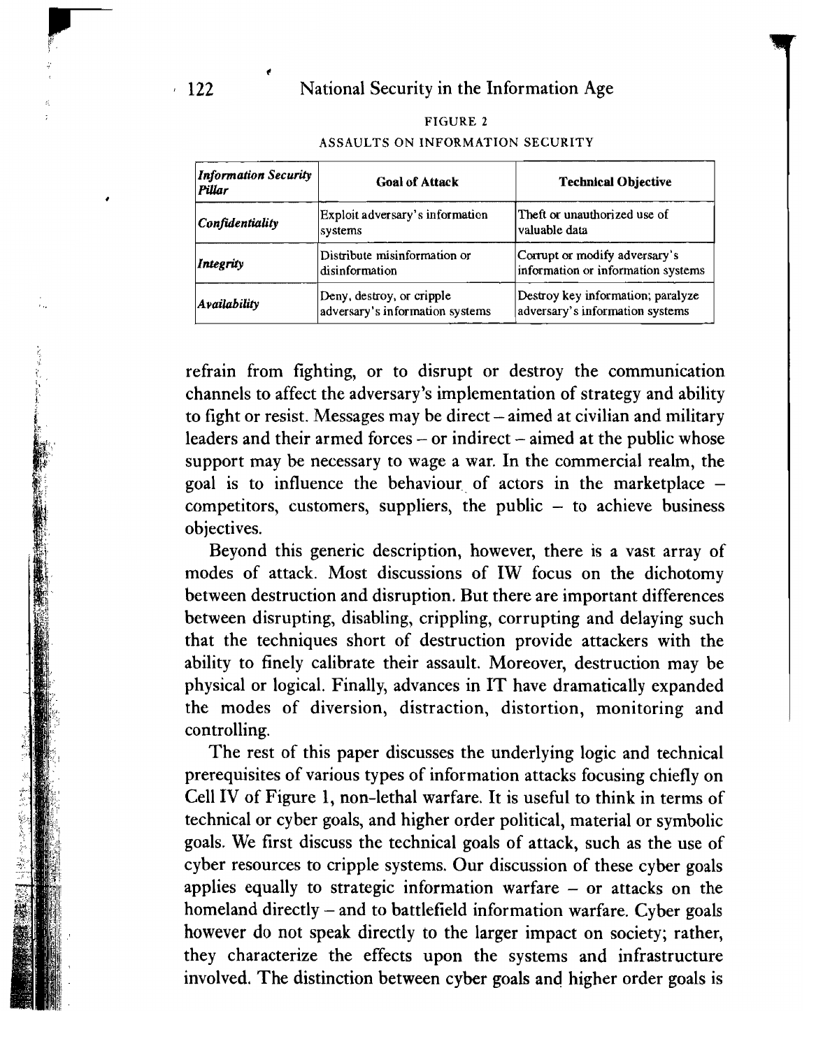FIGURE 2

ASSAULTS ON INFORMATION SECURITY

| *Information Security Pillar* | **Goal of Attack** | **Technical Objective** |
|---|---|---|
| *Confidentiality* | Exploit adversary's information systems | Theft or unauthorized use of valuable data |
| *Integrity* | Distribute misinformation or disinformation | Corrupt or modify adversary's information or information systems |
| *Availability* | Deny, destroy, or cripple adversary's information systems | Destroy key information; paralyze adversary's information systems |

refrain from fighting, or to disrupt or destroy the communication channels to affect the adversary's implementation of strategy and ability to fight or resist. Messages may be direct – aimed at civilian and military leaders and their armed forces – or indirect – aimed at the public whose support may be necessary to wage a war. In the commercial realm, the goal is to influence the behaviour of actors in the marketplace – competitors, customers, suppliers, the public – to achieve business objectives.

Beyond this generic description, however, there is a vast array of modes of attack. Most discussions of IW focus on the dichotomy between destruction and disruption. But there are important differences between disrupting, disabling, crippling, corrupting and delaying such that the techniques short of destruction provide attackers with the ability to finely calibrate their assault. Moreover, destruction may be physical or logical. Finally, advances in IT have dramatically expanded the modes of diversion, distraction, distortion, monitoring and controlling.

The rest of this paper discusses the underlying logic and technical prerequisites of various types of information attacks focusing chiefly on Cell IV of Figure 1, non-lethal warfare. It is useful to think in terms of technical or cyber goals, and higher order political, material or symbolic goals. We first discuss the technical goals of attack, such as the use of cyber resources to cripple systems. Our discussion of these cyber goals applies equally to strategic information warfare – or attacks on the homeland directly – and to battlefield information warfare. Cyber goals however do not speak directly to the larger impact on society; rather, they characterize the effects upon the systems and infrastructure involved. The distinction between cyber goals and higher order goals is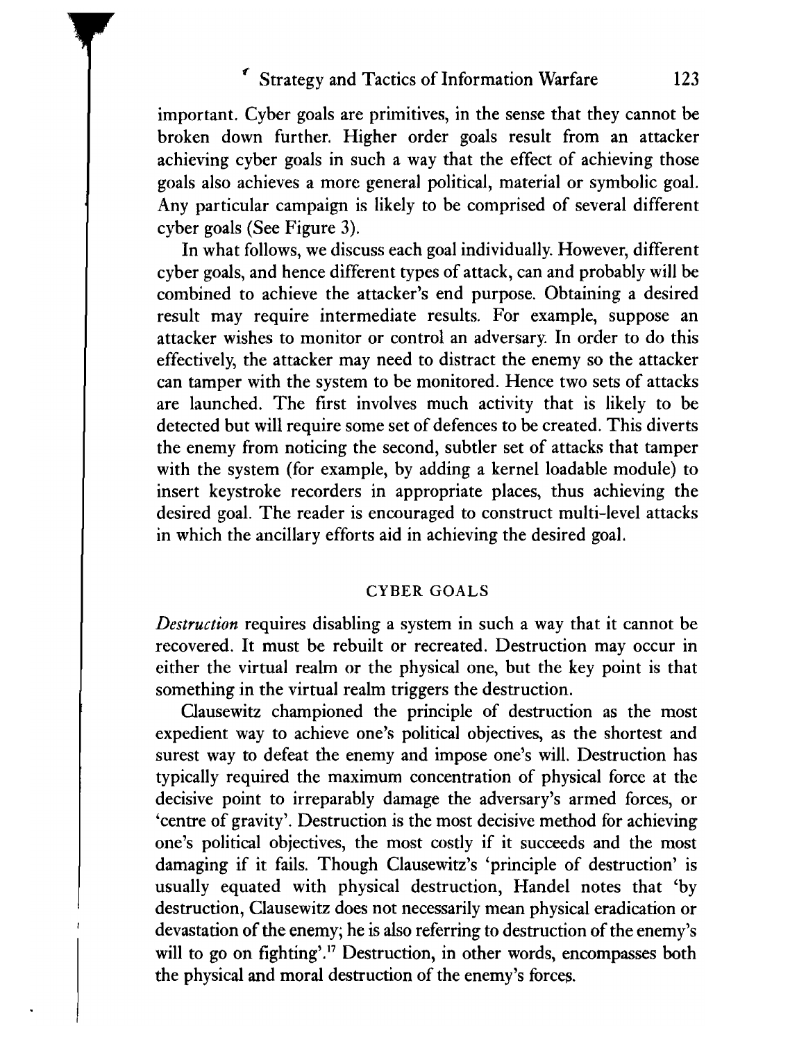important. Cyber goals are primitives, in the sense that they cannot be broken down further. Higher order goals result from an attacker achieving cyber goals in such a way that the effect of achieving those goals also achieves a more general political, material or symbolic goal. Any particular campaign is likely to be comprised of several different cyber goals (See Figure 3).

In what follows, we discuss each goal individually. However, different cyber goals, and hence different types of attack, can and probably will be combined to achieve the attacker's end purpose. Obtaining a desired result may require intermediate results. For example, suppose an attacker wishes to monitor or control an adversary. In order to do this effectively, the attacker may need to distract the enemy so the attacker can tamper with the system to be monitored. Hence two sets of attacks are launched. The first involves much activity that is likely to be detected but will require some set of defences to be created. This diverts the enemy from noticing the second, subtler set of attacks that tamper with the system (for example, by adding a kernel loadable module) to insert keystroke recorders in appropriate places, thus achieving the desired goal. The reader is encouraged to construct multi-level attacks in which the ancillary efforts aid in achieving the desired goal.

## CYBER GOALS

*Destruction* requires disabling a system in such a way that it cannot be recovered. It must be rebuilt or recreated. Destruction may occur in either the virtual realm or the physical one, but the key point is that something in the virtual realm triggers the destruction.

Clausewitz championed the principle of destruction as the most expedient way to achieve one's political objectives, as the shortest and surest way to defeat the enemy and impose one's will. Destruction has typically required the maximum concentration of physical force at the decisive point to irreparably damage the adversary's armed forces, or 'centre of gravity'. Destruction is the most decisive method for achieving one's political objectives, the most costly if it succeeds and the most damaging if it fails. Though Clausewitz's 'principle of destruction' is usually equated with physical destruction, Handel notes that 'by destruction, Clausewitz does not necessarily mean physical eradication or devastation of the enemy; he is also referring to destruction of the enemy's will to go on fighting'.[17] Destruction, in other words, encompasses both the physical and moral destruction of the enemy's forces.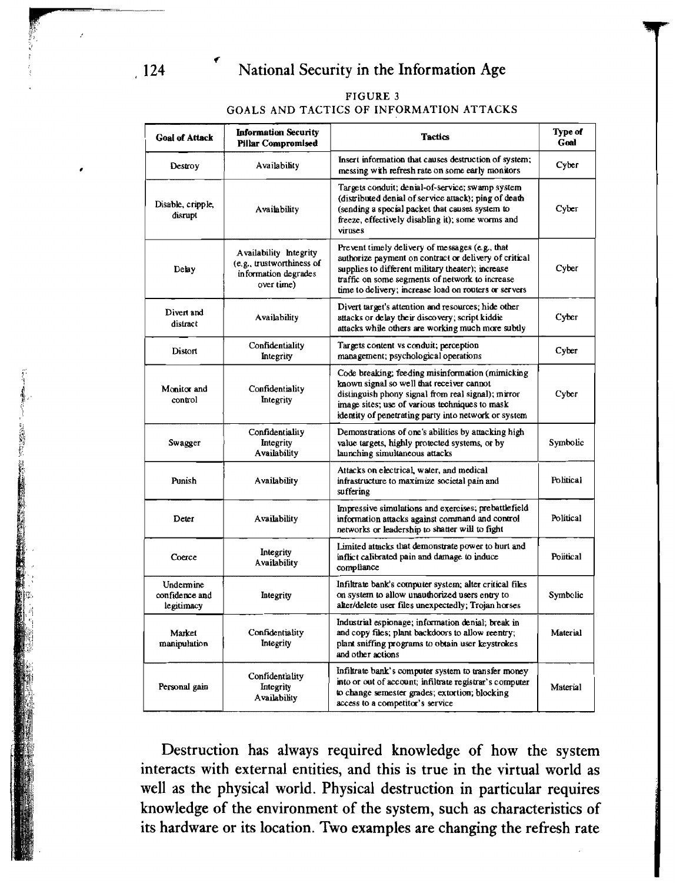FIGURE 3
GOALS AND TACTICS OF INFORMATION ATTACKS

| Goal of Attack | Information Security Pillar Compromised | Tactics | Type of Goal |
|---|---|---|---|
| Destroy | Availability | Insert information that causes destruction of system; messing with refresh rate on some early monitors | Cyber |
| Disable, cripple, disrupt | Availability | Targets conduit; denial-of-service; swamp system (distributed denial of service attack); ping of death (sending a special packet that causes system to freeze, effectively disabling it); some worms and viruses | Cyber |
| Delay | Availability Integrity (e.g., trustworthiness of information degrades over time) | Prevent timely delivery of messages (e.g., that authorize payment on contract or delivery of critical supplies to different military theater); increase traffic on some segments of network to increase time to delivery; increase load on routers or servers | Cyber |
| Divert and distract | Availability | Divert target's attention and resources; hide other attacks or delay their discovery; script kiddie attacks while others are working much more subtly | Cyber |
| Distort | Confidentiality Integrity | Targets content vs conduit; perception management; psychological operations | Cyber |
| Monitor and control | Confidentiality Integrity | Code breaking; feeding misinformation (mimicking known signal so well that receiver cannot distinguish phony signal from real signal); mirror image sites; use of various techniques to mask identity of penetrating party into network or system | Cyber |
| Swagger | Confidentiality Integrity Availability | Demonstrations of one's abilities by attacking high value targets, highly protected systems, or by launching simultaneous attacks | Symbolic |
| Punish | Availability | Attacks on electrical, water, and medical infrastructure to maximize societal pain and suffering | Political |
| Deter | Availability | Impressive simulations and exercises; prebattlefield information attacks against command and control networks or leadership to shatter will to fight | Political |
| Coerce | Integrity Availability | Limited attacks that demonstrate power to hurt and inflict calibrated pain and damage to induce compliance | Political |
| Undermine confidence and legitimacy | Integrity | Infiltrate bank's computer system; alter critical files on system to allow unauthorized users entry to alter/delete user files unexpectedly; Trojan horses | Symbolic |
| Market manipulation | Confidentiality Integrity | Industrial espionage; information denial; break in and copy files; plant backdoors to allow reentry; plant sniffing programs to obtain user keystrokes and other actions | Material |
| Personal gain | Confidentiality Integrity Availability | Infiltrate bank's computer system to transfer money into or out of account; infiltrate registrar's computer to change semester grades; extortion; blocking access to a competitor's service | Material |

Destruction has always required knowledge of how the system interacts with external entities, and this is true in the virtual world as well as the physical world. Physical destruction in particular requires knowledge of the environment of the system, such as characteristics of its hardware or its location. Two examples are changing the refresh rate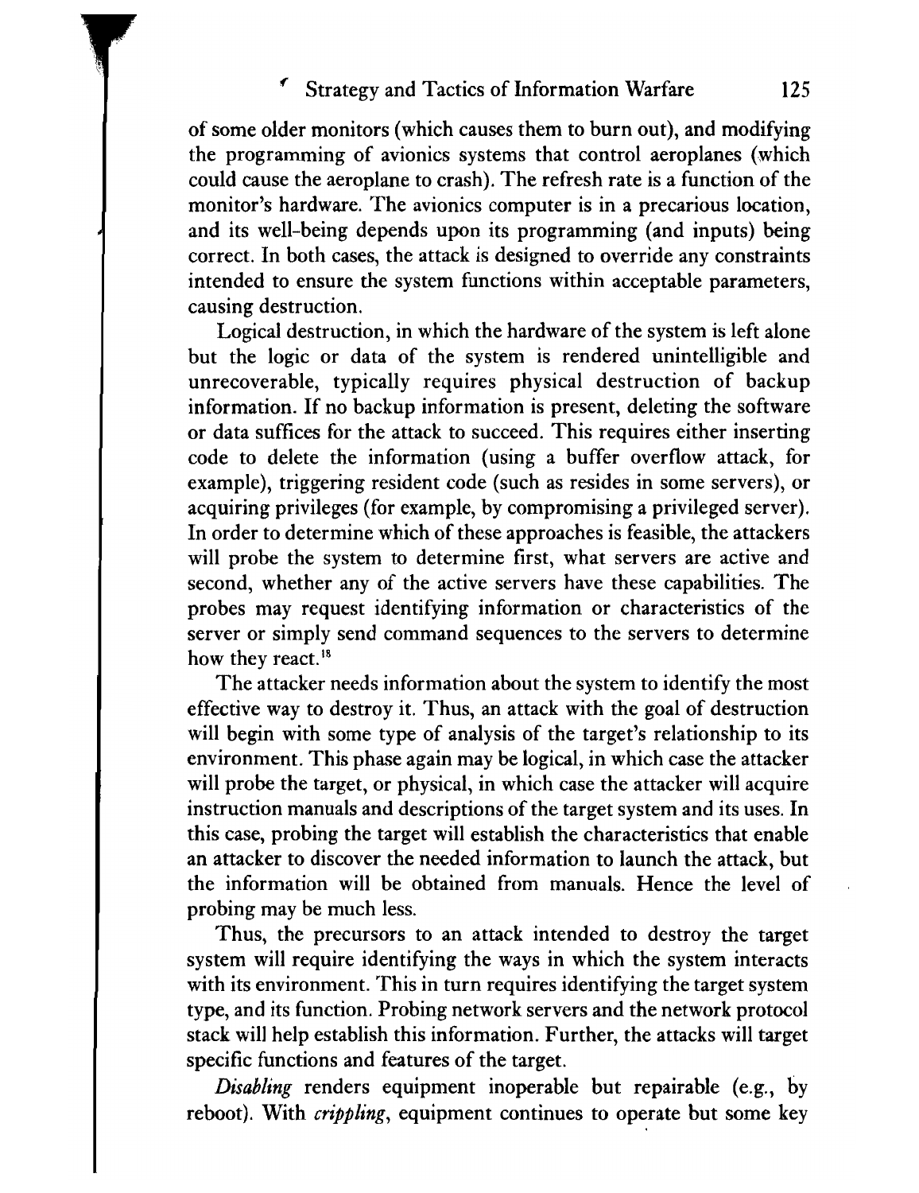of some older monitors (which causes them to burn out), and modifying the programming of avionics systems that control aeroplanes (which could cause the aeroplane to crash). The refresh rate is a function of the monitor's hardware. The avionics computer is in a precarious location, and its well-being depends upon its programming (and inputs) being correct. In both cases, the attack is designed to override any constraints intended to ensure the system functions within acceptable parameters, causing destruction.

Logical destruction, in which the hardware of the system is left alone but the logic or data of the system is rendered unintelligible and unrecoverable, typically requires physical destruction of backup information. If no backup information is present, deleting the software or data suffices for the attack to succeed. This requires either inserting code to delete the information (using a buffer overflow attack, for example), triggering resident code (such as resides in some servers), or acquiring privileges (for example, by compromising a privileged server). In order to determine which of these approaches is feasible, the attackers will probe the system to determine first, what servers are active and second, whether any of the active servers have these capabilities. The probes may request identifying information or characteristics of the server or simply send command sequences to the servers to determine how they react.[18]

The attacker needs information about the system to identify the most effective way to destroy it. Thus, an attack with the goal of destruction will begin with some type of analysis of the target's relationship to its environment. This phase again may be logical, in which case the attacker will probe the target, or physical, in which case the attacker will acquire instruction manuals and descriptions of the target system and its uses. In this case, probing the target will establish the characteristics that enable an attacker to discover the needed information to launch the attack, but the information will be obtained from manuals. Hence the level of probing may be much less.

Thus, the precursors to an attack intended to destroy the target system will require identifying the ways in which the system interacts with its environment. This in turn requires identifying the target system type, and its function. Probing network servers and the network protocol stack will help establish this information. Further, the attacks will target specific functions and features of the target.

*Disabling* renders equipment inoperable but repairable (e.g., by reboot). With *crippling*, equipment continues to operate but some key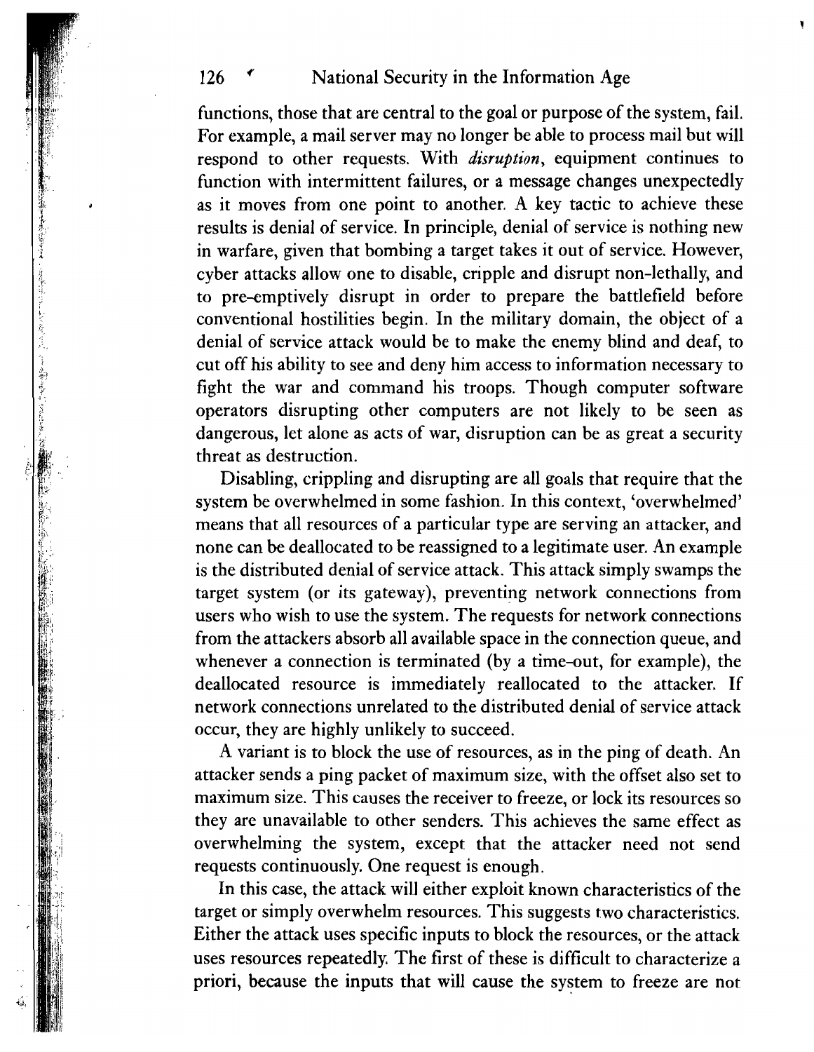functions, those that are central to the goal or purpose of the system, fail. For example, a mail server may no longer be able to process mail but will respond to other requests. With *disruption*, equipment continues to function with intermittent failures, or a message changes unexpectedly as it moves from one point to another. A key tactic to achieve these results is denial of service. In principle, denial of service is nothing new in warfare, given that bombing a target takes it out of service. However, cyber attacks allow one to disable, cripple and disrupt non-lethally, and to pre-emptively disrupt in order to prepare the battlefield before conventional hostilities begin. In the military domain, the object of a denial of service attack would be to make the enemy blind and deaf, to cut off his ability to see and deny him access to information necessary to fight the war and command his troops. Though computer software operators disrupting other computers are not likely to be seen as dangerous, let alone as acts of war, disruption can be as great a security threat as destruction.

Disabling, crippling and disrupting are all goals that require that the system be overwhelmed in some fashion. In this context, 'overwhelmed' means that all resources of a particular type are serving an attacker, and none can be deallocated to be reassigned to a legitimate user. An example is the distributed denial of service attack. This attack simply swamps the target system (or its gateway), preventing network connections from users who wish to use the system. The requests for network connections from the attackers absorb all available space in the connection queue, and whenever a connection is terminated (by a time-out, for example), the deallocated resource is immediately reallocated to the attacker. If network connections unrelated to the distributed denial of service attack occur, they are highly unlikely to succeed.

A variant is to block the use of resources, as in the ping of death. An attacker sends a ping packet of maximum size, with the offset also set to maximum size. This causes the receiver to freeze, or lock its resources so they are unavailable to other senders. This achieves the same effect as overwhelming the system, except that the attacker need not send requests continuously. One request is enough.

In this case, the attack will either exploit known characteristics of the target or simply overwhelm resources. This suggests two characteristics. Either the attack uses specific inputs to block the resources, or the attack uses resources repeatedly. The first of these is difficult to characterize a priori, because the inputs that will cause the system to freeze are not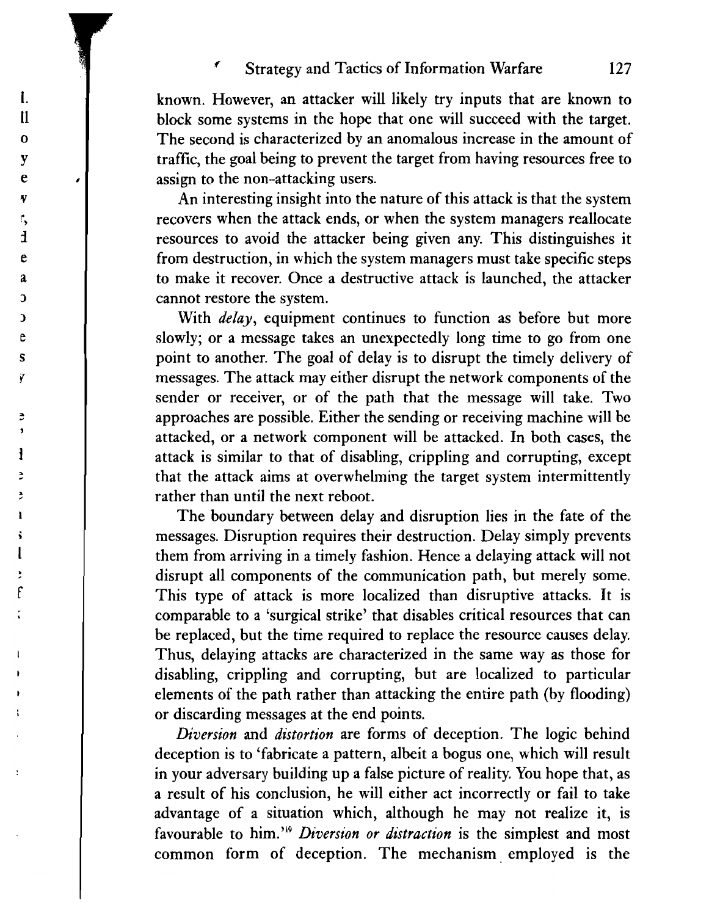known. However, an attacker will likely try inputs that are known to block some systems in the hope that one will succeed with the target. The second is characterized by an anomalous increase in the amount of traffic, the goal being to prevent the target from having resources free to assign to the non-attacking users.

An interesting insight into the nature of this attack is that the system recovers when the attack ends, or when the system managers reallocate resources to avoid the attacker being given any. This distinguishes it from destruction, in which the system managers must take specific steps to make it recover. Once a destructive attack is launched, the attacker cannot restore the system.

With *delay*, equipment continues to function as before but more slowly; or a message takes an unexpectedly long time to go from one point to another. The goal of delay is to disrupt the timely delivery of messages. The attack may either disrupt the network components of the sender or receiver, or of the path that the message will take. Two approaches are possible. Either the sending or receiving machine will be attacked, or a network component will be attacked. In both cases, the attack is similar to that of disabling, crippling and corrupting, except that the attack aims at overwhelming the target system intermittently rather than until the next reboot.

The boundary between delay and disruption lies in the fate of the messages. Disruption requires their destruction. Delay simply prevents them from arriving in a timely fashion. Hence a delaying attack will not disrupt all components of the communication path, but merely some. This type of attack is more localized than disruptive attacks. It is comparable to a 'surgical strike' that disables critical resources that can be replaced, but the time required to replace the resource causes delay. Thus, delaying attacks are characterized in the same way as those for disabling, crippling and corrupting, but are localized to particular elements of the path rather than attacking the entire path (by flooding) or discarding messages at the end points.

*Diversion* and *distortion* are forms of deception. The logic behind deception is to 'fabricate a pattern, albeit a bogus one, which will result in your adversary building up a false picture of reality. You hope that, as a result of his conclusion, he will either act incorrectly or fail to take advantage of a situation which, although he may not realize it, is favourable to him.'[19] *Diversion or distraction* is the simplest and most common form of deception. The mechanism employed is the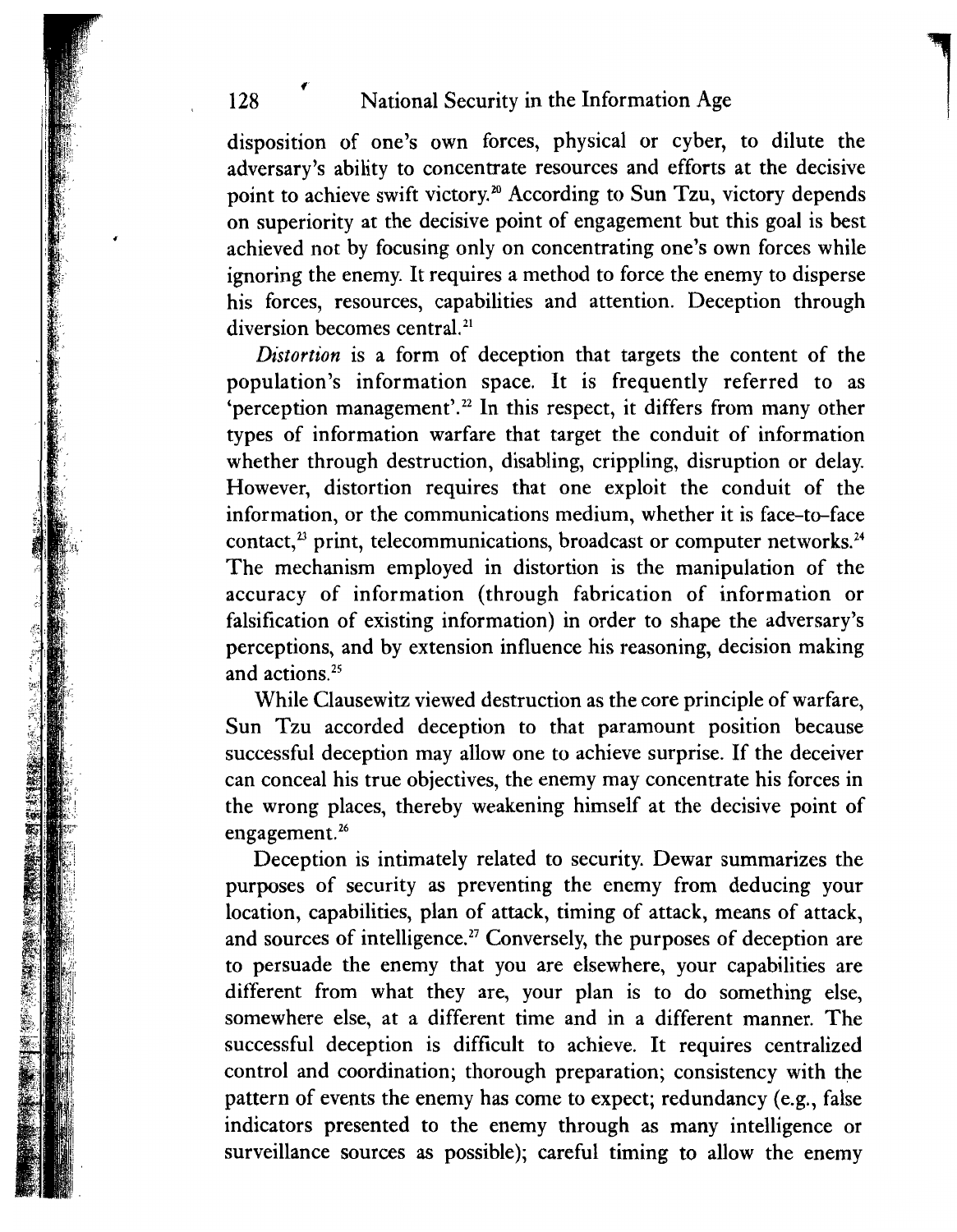disposition of one's own forces, physical or cyber, to dilute the adversary's ability to concentrate resources and efforts at the decisive point to achieve swift victory.[20] According to Sun Tzu, victory depends on superiority at the decisive point of engagement but this goal is best achieved not by focusing only on concentrating one's own forces while ignoring the enemy. It requires a method to force the enemy to disperse his forces, resources, capabilities and attention. Deception through diversion becomes central.[21]

*Distortion* is a form of deception that targets the content of the population's information space. It is frequently referred to as 'perception management'.[22] In this respect, it differs from many other types of information warfare that target the conduit of information whether through destruction, disabling, crippling, disruption or delay. However, distortion requires that one exploit the conduit of the information, or the communications medium, whether it is face-to-face contact,[23] print, telecommunications, broadcast or computer networks.[24] The mechanism employed in distortion is the manipulation of the accuracy of information (through fabrication of information or falsification of existing information) in order to shape the adversary's perceptions, and by extension influence his reasoning, decision making and actions.[25]

While Clausewitz viewed destruction as the core principle of warfare, Sun Tzu accorded deception to that paramount position because successful deception may allow one to achieve surprise. If the deceiver can conceal his true objectives, the enemy may concentrate his forces in the wrong places, thereby weakening himself at the decisive point of engagement.[26]

Deception is intimately related to security. Dewar summarizes the purposes of security as preventing the enemy from deducing your location, capabilities, plan of attack, timing of attack, means of attack, and sources of intelligence.[27] Conversely, the purposes of deception are to persuade the enemy that you are elsewhere, your capabilities are different from what they are, your plan is to do something else, somewhere else, at a different time and in a different manner. The successful deception is difficult to achieve. It requires centralized control and coordination; thorough preparation; consistency with the pattern of events the enemy has come to expect; redundancy (e.g., false indicators presented to the enemy through as many intelligence or surveillance sources as possible); careful timing to allow the enemy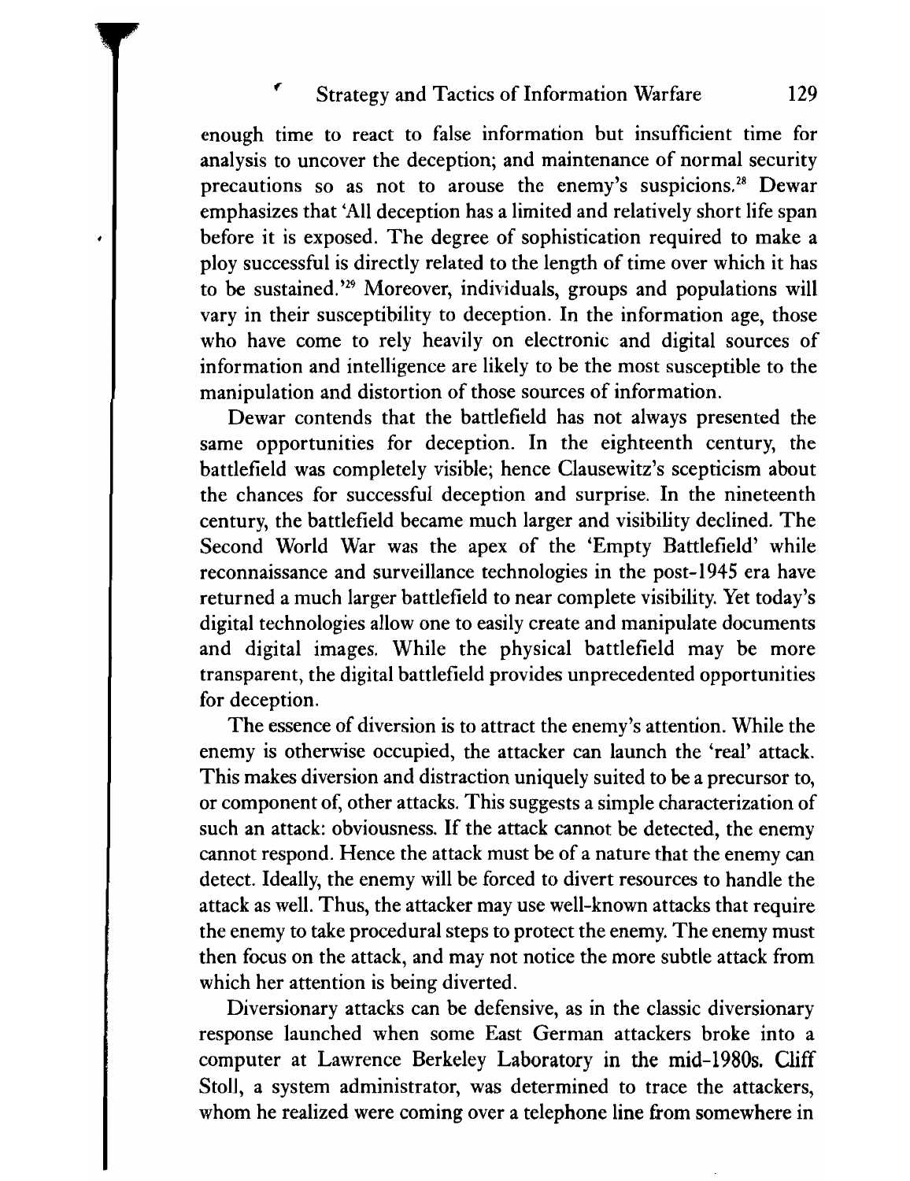enough time to react to false information but insufficient time for analysis to uncover the deception; and maintenance of normal security precautions so as not to arouse the enemy's suspicions.[28] Dewar emphasizes that 'All deception has a limited and relatively short life span before it is exposed. The degree of sophistication required to make a ploy successful is directly related to the length of time over which it has to be sustained.'[29] Moreover, individuals, groups and populations will vary in their susceptibility to deception. In the information age, those who have come to rely heavily on electronic and digital sources of information and intelligence are likely to be the most susceptible to the manipulation and distortion of those sources of information.

Dewar contends that the battlefield has not always presented the same opportunities for deception. In the eighteenth century, the battlefield was completely visible; hence Clausewitz's scepticism about the chances for successful deception and surprise. In the nineteenth century, the battlefield became much larger and visibility declined. The Second World War was the apex of the 'Empty Battlefield' while reconnaissance and surveillance technologies in the post-1945 era have returned a much larger battlefield to near complete visibility. Yet today's digital technologies allow one to easily create and manipulate documents and digital images. While the physical battlefield may be more transparent, the digital battlefield provides unprecedented opportunities for deception.

The essence of diversion is to attract the enemy's attention. While the enemy is otherwise occupied, the attacker can launch the 'real' attack. This makes diversion and distraction uniquely suited to be a precursor to, or component of, other attacks. This suggests a simple characterization of such an attack: obviousness. If the attack cannot be detected, the enemy cannot respond. Hence the attack must be of a nature that the enemy can detect. Ideally, the enemy will be forced to divert resources to handle the attack as well. Thus, the attacker may use well-known attacks that require the enemy to take procedural steps to protect the enemy. The enemy must then focus on the attack, and may not notice the more subtle attack from which her attention is being diverted.

Diversionary attacks can be defensive, as in the classic diversionary response launched when some East German attackers broke into a computer at Lawrence Berkeley Laboratory in the mid-1980s. Cliff Stoll, a system administrator, was determined to trace the attackers, whom he realized were coming over a telephone line from somewhere in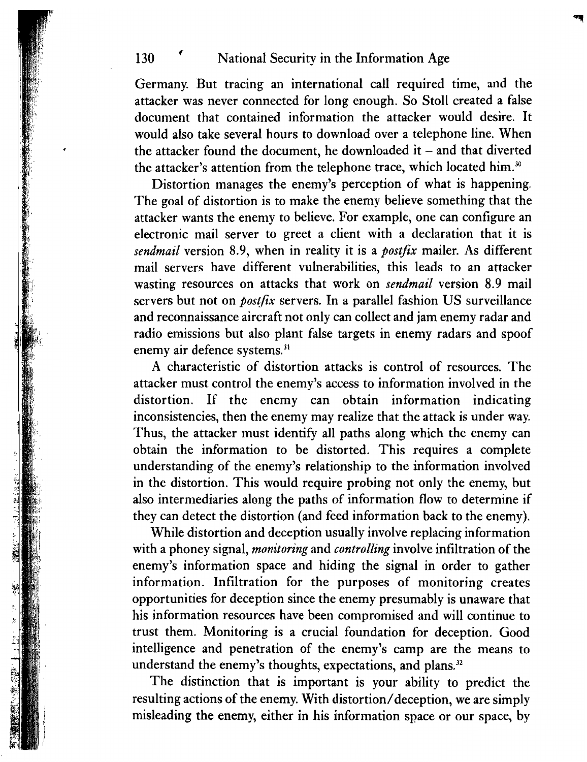Germany. But tracing an international call required time, and the attacker was never connected for long enough. So Stoll created a false document that contained information the attacker would desire. It would also take several hours to download over a telephone line. When the attacker found the document, he downloaded it – and that diverted the attacker's attention from the telephone trace, which located him.[30]

Distortion manages the enemy's perception of what is happening. The goal of distortion is to make the enemy believe something that the attacker wants the enemy to believe. For example, one can configure an electronic mail server to greet a client with a declaration that it is *sendmail* version 8.9, when in reality it is a *postfix* mailer. As different mail servers have different vulnerabilities, this leads to an attacker wasting resources on attacks that work on *sendmail* version 8.9 mail servers but not on *postfix* servers. In a parallel fashion US surveillance and reconnaissance aircraft not only can collect and jam enemy radar and radio emissions but also plant false targets in enemy radars and spoof enemy air defence systems.[31]

A characteristic of distortion attacks is control of resources. The attacker must control the enemy's access to information involved in the distortion. If the enemy can obtain information indicating inconsistencies, then the enemy may realize that the attack is under way. Thus, the attacker must identify all paths along which the enemy can obtain the information to be distorted. This requires a complete understanding of the enemy's relationship to the information involved in the distortion. This would require probing not only the enemy, but also intermediaries along the paths of information flow to determine if they can detect the distortion (and feed information back to the enemy).

While distortion and deception usually involve replacing information with a phoney signal, *monitoring* and *controlling* involve infiltration of the enemy's information space and hiding the signal in order to gather information. Infiltration for the purposes of monitoring creates opportunities for deception since the enemy presumably is unaware that his information resources have been compromised and will continue to trust them. Monitoring is a crucial foundation for deception. Good intelligence and penetration of the enemy's camp are the means to understand the enemy's thoughts, expectations, and plans.[32]

The distinction that is important is your ability to predict the resulting actions of the enemy. With distortion/deception, we are simply misleading the enemy, either in his information space or our space, by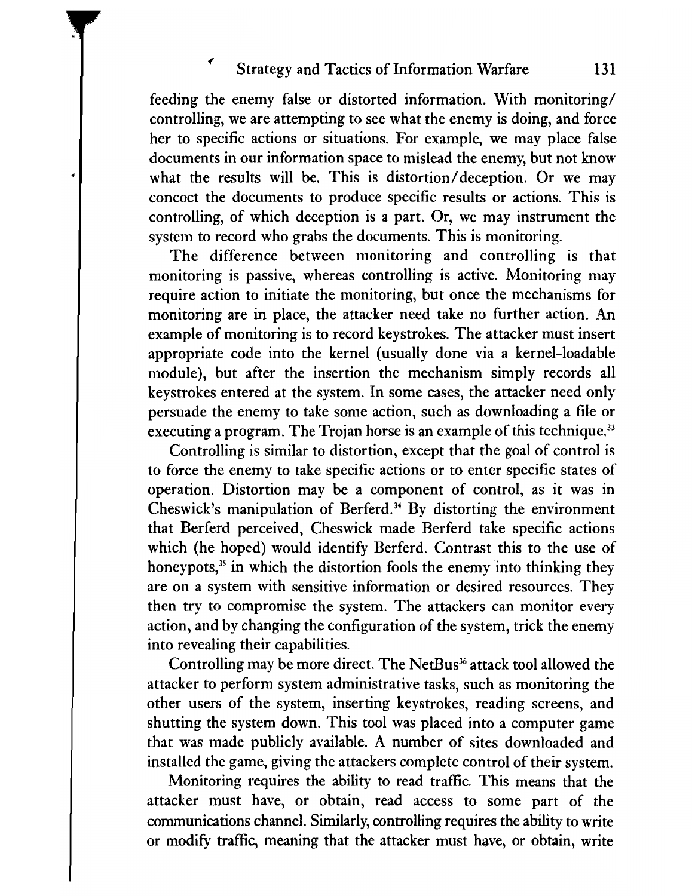feeding the enemy false or distorted information. With monitoring/controlling, we are attempting to see what the enemy is doing, and force her to specific actions or situations. For example, we may place false documents in our information space to mislead the enemy, but not know what the results will be. This is distortion/deception. Or we may concoct the documents to produce specific results or actions. This is controlling, of which deception is a part. Or, we may instrument the system to record who grabs the documents. This is monitoring.

The difference between monitoring and controlling is that monitoring is passive, whereas controlling is active. Monitoring may require action to initiate the monitoring, but once the mechanisms for monitoring are in place, the attacker need take no further action. An example of monitoring is to record keystrokes. The attacker must insert appropriate code into the kernel (usually done via a kernel-loadable module), but after the insertion the mechanism simply records all keystrokes entered at the system. In some cases, the attacker need only persuade the enemy to take some action, such as downloading a file or executing a program. The Trojan horse is an example of this technique.[33]

Controlling is similar to distortion, except that the goal of control is to force the enemy to take specific actions or to enter specific states of operation. Distortion may be a component of control, as it was in Cheswick's manipulation of Berferd.[34] By distorting the environment that Berferd perceived, Cheswick made Berferd take specific actions which (he hoped) would identify Berferd. Contrast this to the use of honeypots,[35] in which the distortion fools the enemy into thinking they are on a system with sensitive information or desired resources. They then try to compromise the system. The attackers can monitor every action, and by changing the configuration of the system, trick the enemy into revealing their capabilities.

Controlling may be more direct. The NetBus[36] attack tool allowed the attacker to perform system administrative tasks, such as monitoring the other users of the system, inserting keystrokes, reading screens, and shutting the system down. This tool was placed into a computer game that was made publicly available. A number of sites downloaded and installed the game, giving the attackers complete control of their system.

Monitoring requires the ability to read traffic. This means that the attacker must have, or obtain, read access to some part of the communications channel. Similarly, controlling requires the ability to write or modify traffic, meaning that the attacker must have, or obtain, write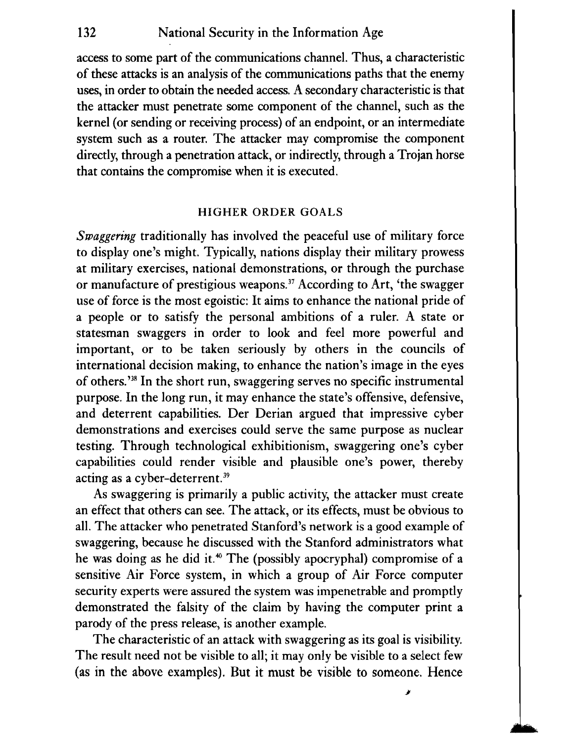access to some part of the communications channel. Thus, a characteristic of these attacks is an analysis of the communications paths that the enemy uses, in order to obtain the needed access. A secondary characteristic is that the attacker must penetrate some component of the channel, such as the kernel (or sending or receiving process) of an endpoint, or an intermediate system such as a router. The attacker may compromise the component directly, through a penetration attack, or indirectly, through a Trojan horse that contains the compromise when it is executed.

## HIGHER ORDER GOALS

*Swaggering* traditionally has involved the peaceful use of military force to display one's might. Typically, nations display their military prowess at military exercises, national demonstrations, or through the purchase or manufacture of prestigious weapons.[37] According to Art, 'the swagger use of force is the most egoistic: It aims to enhance the national pride of a people or to satisfy the personal ambitions of a ruler. A state or statesman swaggers in order to look and feel more powerful and important, or to be taken seriously by others in the councils of international decision making, to enhance the nation's image in the eyes of others.'[38] In the short run, swaggering serves no specific instrumental purpose. In the long run, it may enhance the state's offensive, defensive, and deterrent capabilities. Der Derian argued that impressive cyber demonstrations and exercises could serve the same purpose as nuclear testing. Through technological exhibitionism, swaggering one's cyber capabilities could render visible and plausible one's power, thereby acting as a cyber-deterrent.[39]

As swaggering is primarily a public activity, the attacker must create an effect that others can see. The attack, or its effects, must be obvious to all. The attacker who penetrated Stanford's network is a good example of swaggering, because he discussed with the Stanford administrators what he was doing as he did it.[40] The (possibly apocryphal) compromise of a sensitive Air Force system, in which a group of Air Force computer security experts were assured the system was impenetrable and promptly demonstrated the falsity of the claim by having the computer print a parody of the press release, is another example.

The characteristic of an attack with swaggering as its goal is visibility. The result need not be visible to all; it may only be visible to a select few (as in the above examples). But it must be visible to someone. Hence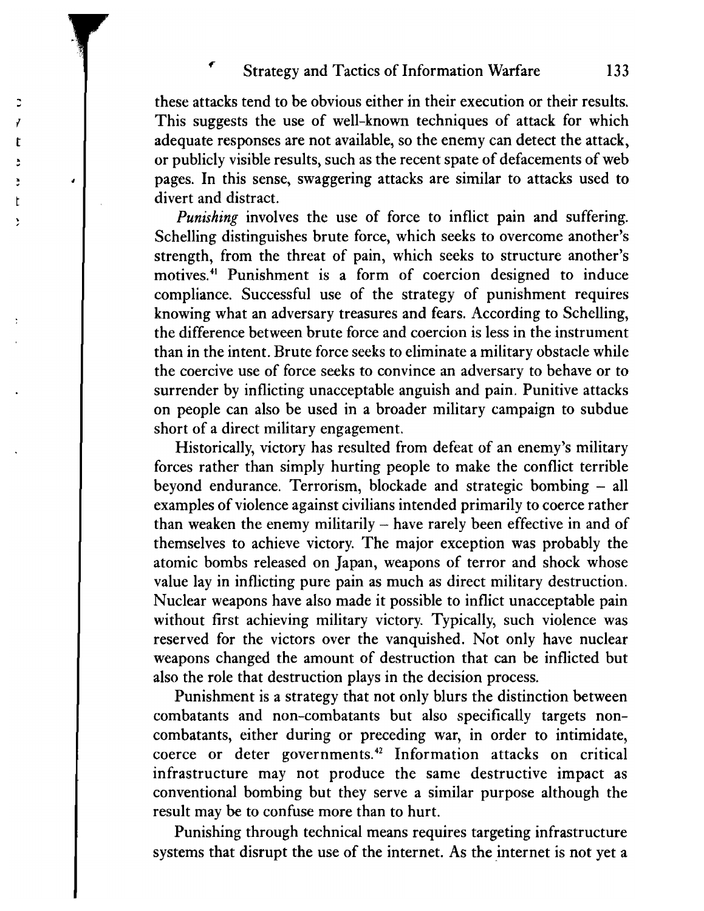these attacks tend to be obvious either in their execution or their results. This suggests the use of well-known techniques of attack for which adequate responses are not available, so the enemy can detect the attack, or publicly visible results, such as the recent spate of defacements of web pages. In this sense, swaggering attacks are similar to attacks used to divert and distract.

*Punishing* involves the use of force to inflict pain and suffering. Schelling distinguishes brute force, which seeks to overcome another's strength, from the threat of pain, which seeks to structure another's motives.[41] Punishment is a form of coercion designed to induce compliance. Successful use of the strategy of punishment requires knowing what an adversary treasures and fears. According to Schelling, the difference between brute force and coercion is less in the instrument than in the intent. Brute force seeks to eliminate a military obstacle while the coercive use of force seeks to convince an adversary to behave or to surrender by inflicting unacceptable anguish and pain. Punitive attacks on people can also be used in a broader military campaign to subdue short of a direct military engagement.

Historically, victory has resulted from defeat of an enemy's military forces rather than simply hurting people to make the conflict terrible beyond endurance. Terrorism, blockade and strategic bombing – all examples of violence against civilians intended primarily to coerce rather than weaken the enemy militarily – have rarely been effective in and of themselves to achieve victory. The major exception was probably the atomic bombs released on Japan, weapons of terror and shock whose value lay in inflicting pure pain as much as direct military destruction. Nuclear weapons have also made it possible to inflict unacceptable pain without first achieving military victory. Typically, such violence was reserved for the victors over the vanquished. Not only have nuclear weapons changed the amount of destruction that can be inflicted but also the role that destruction plays in the decision process.

Punishment is a strategy that not only blurs the distinction between combatants and non-combatants but also specifically targets non-combatants, either during or preceding war, in order to intimidate, coerce or deter governments.[42] Information attacks on critical infrastructure may not produce the same destructive impact as conventional bombing but they serve a similar purpose although the result may be to confuse more than to hurt.

Punishing through technical means requires targeting infrastructure systems that disrupt the use of the internet. As the internet is not yet a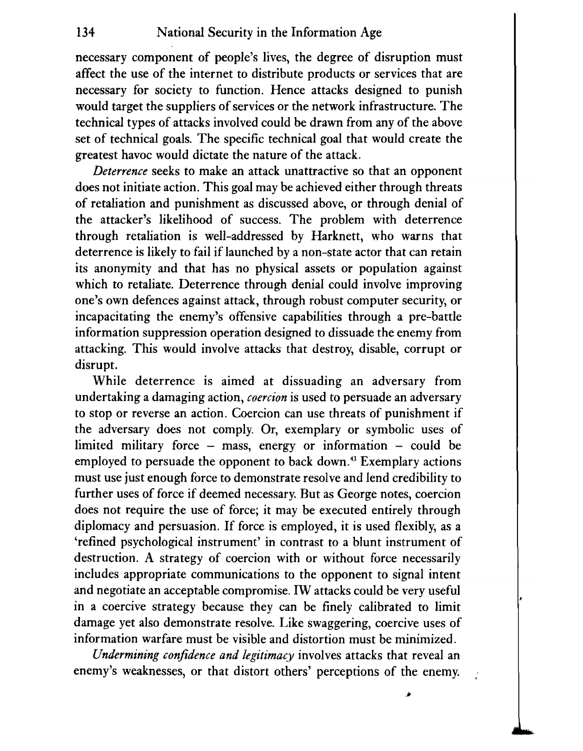necessary component of people's lives, the degree of disruption must affect the use of the internet to distribute products or services that are necessary for society to function. Hence attacks designed to punish would target the suppliers of services or the network infrastructure. The technical types of attacks involved could be drawn from any of the above set of technical goals. The specific technical goal that would create the greatest havoc would dictate the nature of the attack.

*Deterrence* seeks to make an attack unattractive so that an opponent does not initiate action. This goal may be achieved either through threats of retaliation and punishment as discussed above, or through denial of the attacker's likelihood of success. The problem with deterrence through retaliation is well-addressed by Harknett, who warns that deterrence is likely to fail if launched by a non-state actor that can retain its anonymity and that has no physical assets or population against which to retaliate. Deterrence through denial could involve improving one's own defences against attack, through robust computer security, or incapacitating the enemy's offensive capabilities through a pre-battle information suppression operation designed to dissuade the enemy from attacking. This would involve attacks that destroy, disable, corrupt or disrupt.

While deterrence is aimed at dissuading an adversary from undertaking a damaging action, *coercion* is used to persuade an adversary to stop or reverse an action. Coercion can use threats of punishment if the adversary does not comply. Or, exemplary or symbolic uses of limited military force – mass, energy or information – could be employed to persuade the opponent to back down.[43] Exemplary actions must use just enough force to demonstrate resolve and lend credibility to further uses of force if deemed necessary. But as George notes, coercion does not require the use of force; it may be executed entirely through diplomacy and persuasion. If force is employed, it is used flexibly, as a 'refined psychological instrument' in contrast to a blunt instrument of destruction. A strategy of coercion with or without force necessarily includes appropriate communications to the opponent to signal intent and negotiate an acceptable compromise. IW attacks could be very useful in a coercive strategy because they can be finely calibrated to limit damage yet also demonstrate resolve. Like swaggering, coercive uses of information warfare must be visible and distortion must be minimized.

*Undermining confidence and legitimacy* involves attacks that reveal an enemy's weaknesses, or that distort others' perceptions of the enemy.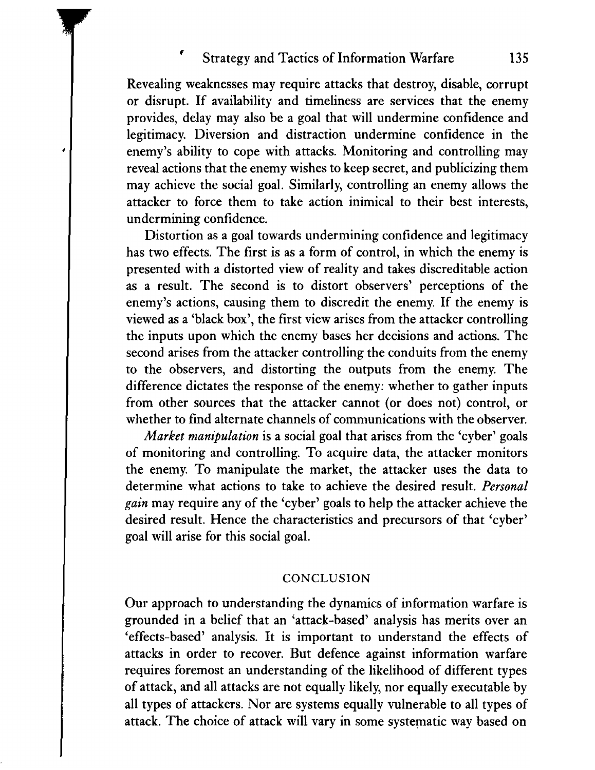Revealing weaknesses may require attacks that destroy, disable, corrupt or disrupt. If availability and timeliness are services that the enemy provides, delay may also be a goal that will undermine confidence and legitimacy. Diversion and distraction undermine confidence in the enemy's ability to cope with attacks. Monitoring and controlling may reveal actions that the enemy wishes to keep secret, and publicizing them may achieve the social goal. Similarly, controlling an enemy allows the attacker to force them to take action inimical to their best interests, undermining confidence.

Distortion as a goal towards undermining confidence and legitimacy has two effects. The first is as a form of control, in which the enemy is presented with a distorted view of reality and takes discreditable action as a result. The second is to distort observers' perceptions of the enemy's actions, causing them to discredit the enemy. If the enemy is viewed as a 'black box', the first view arises from the attacker controlling the inputs upon which the enemy bases her decisions and actions. The second arises from the attacker controlling the conduits from the enemy to the observers, and distorting the outputs from the enemy. The difference dictates the response of the enemy: whether to gather inputs from other sources that the attacker cannot (or does not) control, or whether to find alternate channels of communications with the observer.

*Market manipulation* is a social goal that arises from the 'cyber' goals of monitoring and controlling. To acquire data, the attacker monitors the enemy. To manipulate the market, the attacker uses the data to determine what actions to take to achieve the desired result. *Personal gain* may require any of the 'cyber' goals to help the attacker achieve the desired result. Hence the characteristics and precursors of that 'cyber' goal will arise for this social goal.

## CONCLUSION

Our approach to understanding the dynamics of information warfare is grounded in a belief that an 'attack-based' analysis has merits over an 'effects-based' analysis. It is important to understand the effects of attacks in order to recover. But defence against information warfare requires foremost an understanding of the likelihood of different types of attack, and all attacks are not equally likely, nor equally executable by all types of attackers. Nor are systems equally vulnerable to all types of attack. The choice of attack will vary in some systematic way based on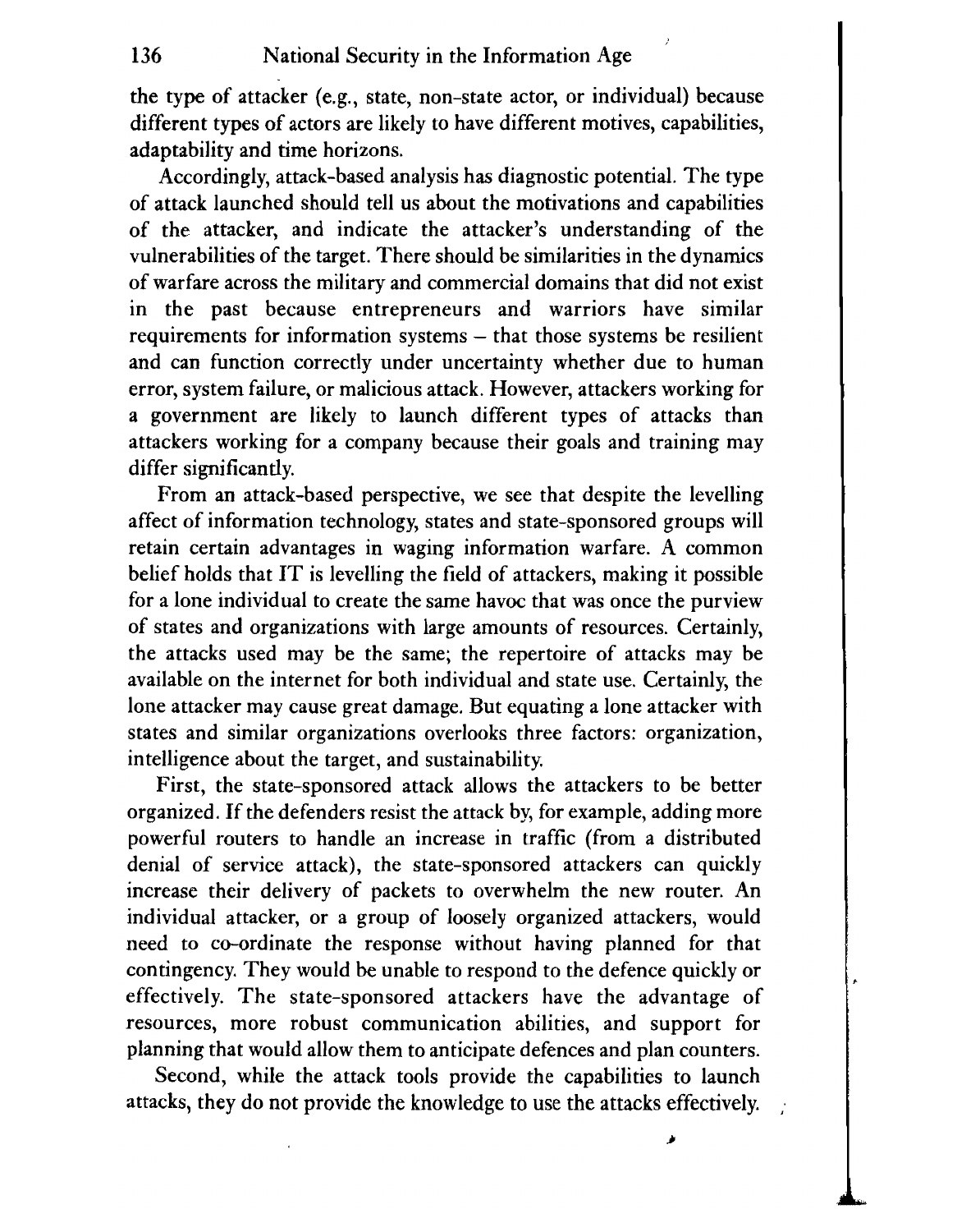the type of attacker (e.g., state, non-state actor, or individual) because different types of actors are likely to have different motives, capabilities, adaptability and time horizons.

Accordingly, attack-based analysis has diagnostic potential. The type of attack launched should tell us about the motivations and capabilities of the attacker, and indicate the attacker's understanding of the vulnerabilities of the target. There should be similarities in the dynamics of warfare across the military and commercial domains that did not exist in the past because entrepreneurs and warriors have similar requirements for information systems – that those systems be resilient and can function correctly under uncertainty whether due to human error, system failure, or malicious attack. However, attackers working for a government are likely to launch different types of attacks than attackers working for a company because their goals and training may differ significantly.

From an attack-based perspective, we see that despite the levelling affect of information technology, states and state-sponsored groups will retain certain advantages in waging information warfare. A common belief holds that IT is levelling the field of attackers, making it possible for a lone individual to create the same havoc that was once the purview of states and organizations with large amounts of resources. Certainly, the attacks used may be the same; the repertoire of attacks may be available on the internet for both individual and state use. Certainly, the lone attacker may cause great damage. But equating a lone attacker with states and similar organizations overlooks three factors: organization, intelligence about the target, and sustainability.

First, the state-sponsored attack allows the attackers to be better organized. If the defenders resist the attack by, for example, adding more powerful routers to handle an increase in traffic (from a distributed denial of service attack), the state-sponsored attackers can quickly increase their delivery of packets to overwhelm the new router. An individual attacker, or a group of loosely organized attackers, would need to co-ordinate the response without having planned for that contingency. They would be unable to respond to the defence quickly or effectively. The state-sponsored attackers have the advantage of resources, more robust communication abilities, and support for planning that would allow them to anticipate defences and plan counters.

Second, while the attack tools provide the capabilities to launch attacks, they do not provide the knowledge to use the attacks effectively.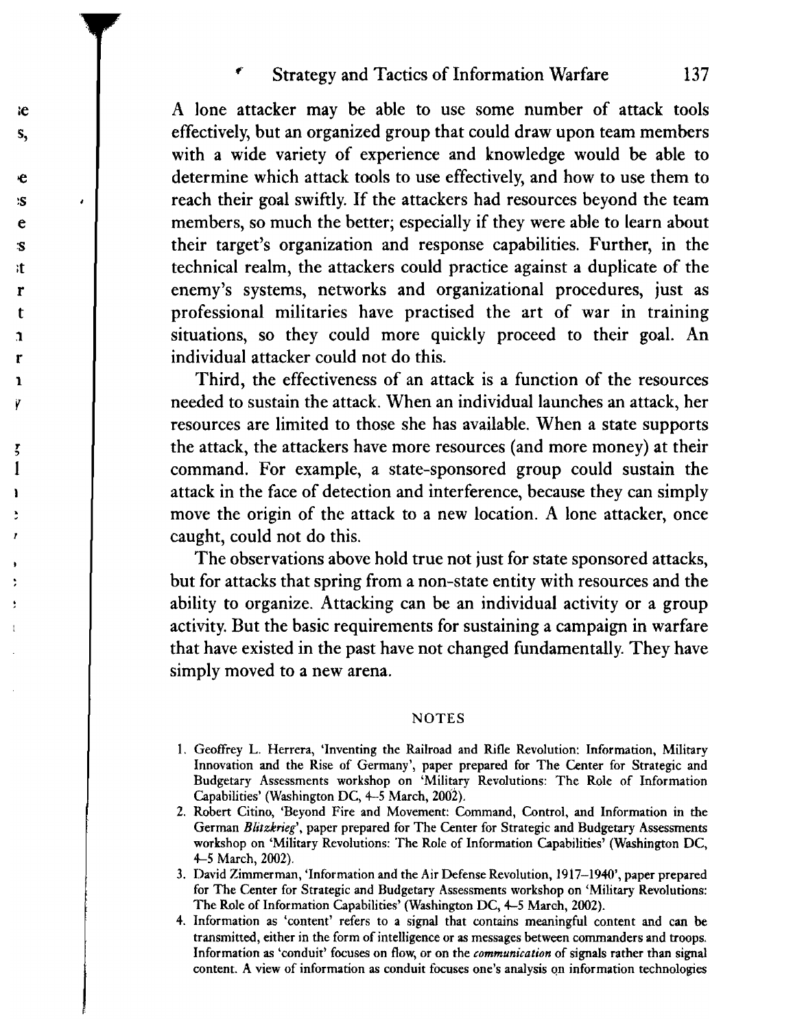A lone attacker may be able to use some number of attack tools effectively, but an organized group that could draw upon team members with a wide variety of experience and knowledge would be able to determine which attack tools to use effectively, and how to use them to reach their goal swiftly. If the attackers had resources beyond the team members, so much the better; especially if they were able to learn about their target's organization and response capabilities. Further, in the technical realm, the attackers could practice against a duplicate of the enemy's systems, networks and organizational procedures, just as professional militaries have practised the art of war in training situations, so they could more quickly proceed to their goal. An individual attacker could not do this.

Third, the effectiveness of an attack is a function of the resources needed to sustain the attack. When an individual launches an attack, her resources are limited to those she has available. When a state supports the attack, the attackers have more resources (and more money) at their command. For example, a state-sponsored group could sustain the attack in the face of detection and interference, because they can simply move the origin of the attack to a new location. A lone attacker, once caught, could not do this.

The observations above hold true not just for state sponsored attacks, but for attacks that spring from a non-state entity with resources and the ability to organize. Attacking can be an individual activity or a group activity. But the basic requirements for sustaining a campaign in warfare that have existed in the past have not changed fundamentally. They have simply moved to a new arena.

## NOTES

1. Geoffrey L. Herrera, 'Inventing the Railroad and Rifle Revolution: Information, Military Innovation and the Rise of Germany', paper prepared for The Center for Strategic and Budgetary Assessments workshop on 'Military Revolutions: The Role of Information Capabilities' (Washington DC, 4–5 March, 2002).
2. Robert Citino, 'Beyond Fire and Movement: Command, Control, and Information in the German *Blitzkrieg*', paper prepared for The Center for Strategic and Budgetary Assessments workshop on 'Military Revolutions: The Role of Information Capabilities' (Washington DC, 4–5 March, 2002).
3. David Zimmerman, 'Information and the Air Defense Revolution, 1917–1940', paper prepared for The Center for Strategic and Budgetary Assessments workshop on 'Military Revolutions: The Role of Information Capabilities' (Washington DC, 4–5 March, 2002).
4. Information as 'content' refers to a signal that contains meaningful content and can be transmitted, either in the form of intelligence or as messages between commanders and troops. Information as 'conduit' focuses on flow, or on the *communication* of signals rather than signal content. A view of information as conduit focuses one's analysis on information technologies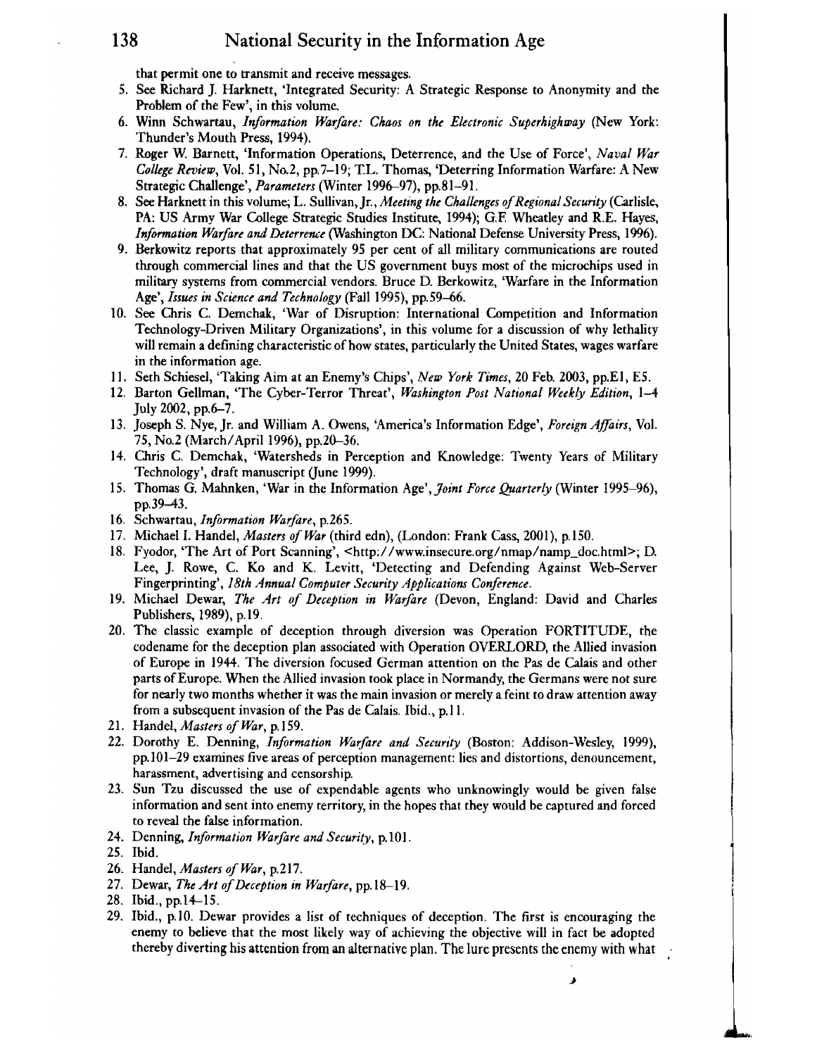that permit one to transmit and receive messages.

5. See Richard J. Harknett, 'Integrated Security: A Strategic Response to Anonymity and the Problem of the Few', in this volume.
6. Winn Schwartau, *Information Warfare: Chaos on the Electronic Superhighway* (New York: Thunder's Mouth Press, 1994).
7. Roger W. Barnett, 'Information Operations, Deterrence, and the Use of Force', *Naval War College Review*, Vol. 51, No.2, pp.7–19; T.L. Thomas, 'Deterring Information Warfare: A New Strategic Challenge', *Parameters* (Winter 1996–97), pp.81–91.
8. See Harknett in this volume; L. Sullivan, Jr., *Meeting the Challenges of Regional Security* (Carlisle, PA: US Army War College Strategic Studies Institute, 1994); G.F. Wheatley and R.E. Hayes, *Information Warfare and Deterrence* (Washington DC: National Defense University Press, 1996).
9. Berkowitz reports that approximately 95 per cent of all military communications are routed through commercial lines and that the US government buys most of the microchips used in military systems from commercial vendors. Bruce D. Berkowitz, 'Warfare in the Information Age', *Issues in Science and Technology* (Fall 1995), pp.59–66.
10. See Chris C. Demchak, 'War of Disruption: International Competition and Information Technology-Driven Military Organizations', in this volume for a discussion of why lethality will remain a defining characteristic of how states, particularly the United States, wages warfare in the information age.
11. Seth Schiesel, 'Taking Aim at an Enemy's Chips', *New York Times*, 20 Feb. 2003, pp.E1, E5.
12. Barton Gellman, 'The Cyber-Terror Threat', *Washington Post National Weekly Edition*, 1–4 July 2002, pp.6–7.
13. Joseph S. Nye, Jr. and William A. Owens, 'America's Information Edge', *Foreign Affairs*, Vol. 75, No.2 (March/April 1996), pp.20–36.
14. Chris C. Demchak, 'Watersheds in Perception and Knowledge: Twenty Years of Military Technology', draft manuscript (June 1999).
15. Thomas G. Mahnken, 'War in the Information Age', *Joint Force Quarterly* (Winter 1995–96), pp.39–43.
16. Schwartau, *Information Warfare*, p.265.
17. Michael I. Handel, *Masters of War* (third edn), (London: Frank Cass, 2001), p.150.
18. Fyodor, 'The Art of Port Scanning', <http://www.insecure.org/nmap/namp_doc.html>; D. Lee, J. Rowe, C. Ko and K. Levitt, 'Detecting and Defending Against Web-Server Fingerprinting', *18th Annual Computer Security Applications Conference*.
19. Michael Dewar, *The Art of Deception in Warfare* (Devon, England: David and Charles Publishers, 1989), p.19.
20. The classic example of deception through diversion was Operation FORTITUDE, the codename for the deception plan associated with Operation OVERLORD, the Allied invasion of Europe in 1944. The diversion focused German attention on the Pas de Calais and other parts of Europe. When the Allied invasion took place in Normandy, the Germans were not sure for nearly two months whether it was the main invasion or merely a feint to draw attention away from a subsequent invasion of the Pas de Calais. Ibid., p.11.
21. Handel, *Masters of War*, p.159.
22. Dorothy E. Denning, *Information Warfare and Security* (Boston: Addison-Wesley, 1999), pp.101–29 examines five areas of perception management: lies and distortions, denouncement, harassment, advertising and censorship.
23. Sun Tzu discussed the use of expendable agents who unknowingly would be given false information and sent into enemy territory, in the hopes that they would be captured and forced to reveal the false information.
24. Denning, *Information Warfare and Security*, p.101.
25. Ibid.
26. Handel, *Masters of War*, p.217.
27. Dewar, *The Art of Deception in Warfare*, pp.18–19.
28. Ibid., pp.14–15.
29. Ibid., p.10. Dewar provides a list of techniques of deception. The first is encouraging the enemy to believe that the most likely way of achieving the objective will in fact be adopted thereby diverting his attention from an alternative plan. The lure presents the enemy with what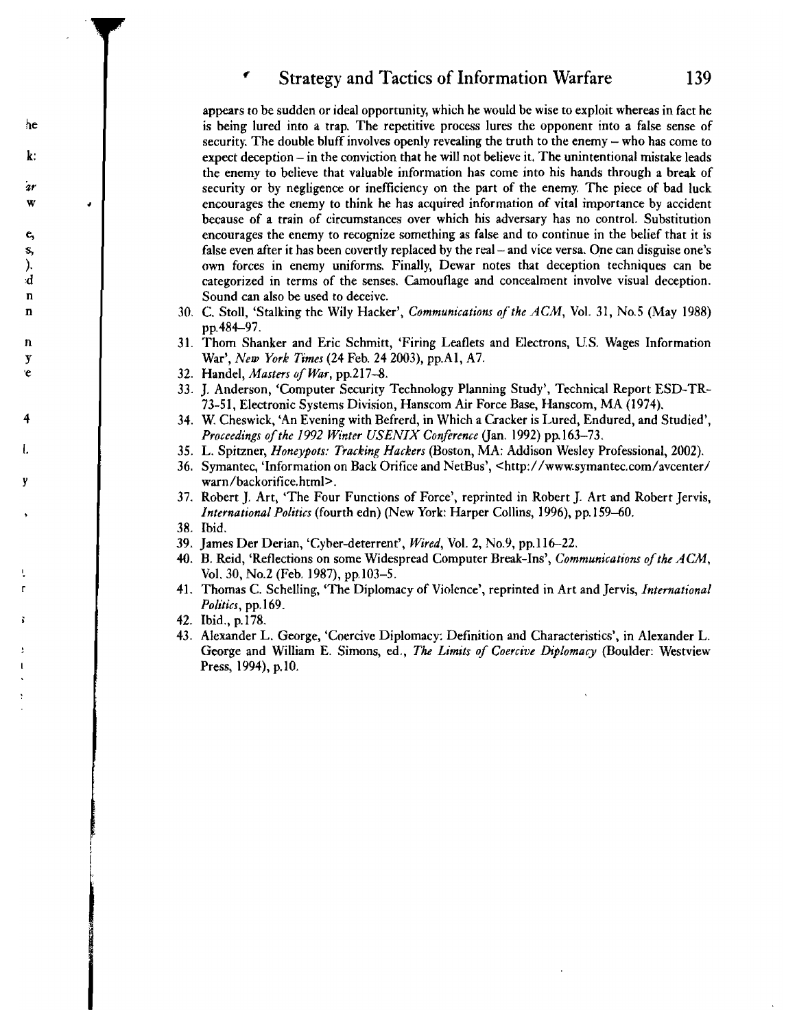appears to be sudden or ideal opportunity, which he would be wise to exploit whereas in fact he is being lured into a trap. The repetitive process lures the opponent into a false sense of security. The double bluff involves openly revealing the truth to the enemy – who has come to expect deception – in the conviction that he will not believe it. The unintentional mistake leads the enemy to believe that valuable information has come into his hands through a break of security or by negligence or inefficiency on the part of the enemy. The piece of bad luck encourages the enemy to think he has acquired information of vital importance by accident because of a train of circumstances over which his adversary has no control. Substitution encourages the enemy to recognize something as false and to continue in the belief that it is false even after it has been covertly replaced by the real – and vice versa. One can disguise one's own forces in enemy uniforms. Finally, Dewar notes that deception techniques can be categorized in terms of the senses. Camouflage and concealment involve visual deception. Sound can also be used to deceive.

30. C. Stoll, 'Stalking the Wily Hacker', *Communications of the ACM*, Vol. 31, No.5 (May 1988) pp.484–97.
31. Thom Shanker and Eric Schmitt, 'Firing Leaflets and Electrons, U.S. Wages Information War', *New York Times* (24 Feb. 24 2003), pp.A1, A7.
32. Handel, *Masters of War*, pp.217–8.
33. J. Anderson, 'Computer Security Technology Planning Study', Technical Report ESD-TR-73-51, Electronic Systems Division, Hanscom Air Force Base, Hanscom, MA (1974).
34. W. Cheswick, 'An Evening with Befrerd, in Which a Cracker is Lured, Endured, and Studied', *Proceedings of the 1992 Winter USENIX Conference* (Jan. 1992) pp.163–73.
35. L. Spitzner, *Honeypots: Tracking Hackers* (Boston, MA: Addison Wesley Professional, 2002).
36. Symantec, 'Information on Back Orifice and NetBus', <http://www.symantec.com/avcenter/warn/backorifice.html>.
37. Robert J. Art, 'The Four Functions of Force', reprinted in Robert J. Art and Robert Jervis, *International Politics* (fourth edn) (New York: Harper Collins, 1996), pp.159–60.
38. Ibid.
39. James Der Derian, 'Cyber-deterrent', *Wired*, Vol. 2, No.9, pp.116–22.
40. B. Reid, 'Reflections on some Widespread Computer Break-Ins', *Communications of the ACM*, Vol. 30, No.2 (Feb. 1987), pp.103–5.
41. Thomas C. Schelling, 'The Diplomacy of Violence', reprinted in Art and Jervis, *International Politics*, pp.169.
42. Ibid., p.178.
43. Alexander L. George, 'Coercive Diplomacy: Definition and Characteristics', in Alexander L. George and William E. Simons, ed., *The Limits of Coercive Diplomacy* (Boulder: Westview Press, 1994), p.10.